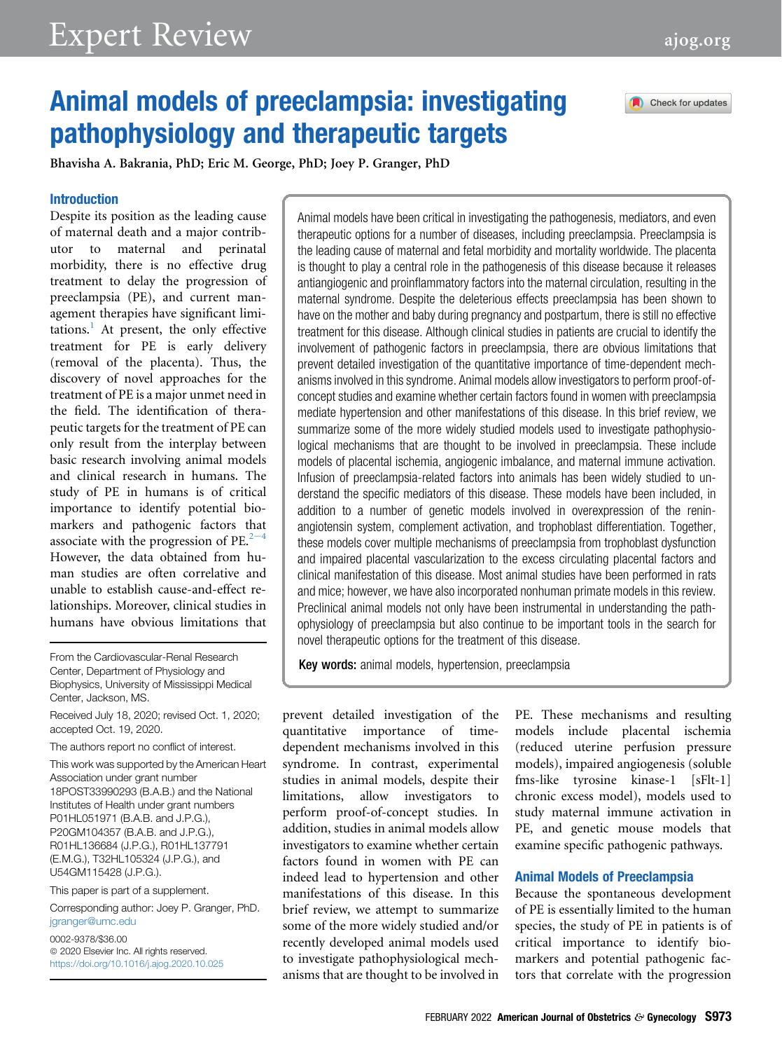# Animal models of preeclampsia: investigating pathophysiology and therapeutic targets

Bhavisha A. Bakrania, PhD; Eric M. George, PhD; Joey P. Granger, PhD

Animal models have been critical in investigating the pathogenesis, mediators, and even therapeutic options for a number of diseases, including preeclampsia. Preeclampsia is the leading cause of maternal and fetal morbidity and mortality worldwide. The placenta is thought to play a central role in the pathogenesis of this disease because it releases antiangiogenic and proinflammatory factors into the maternal circulation, resulting in the maternal syndrome. Despite the deleterious effects preeclampsia has been shown to have on the mother and baby during pregnancy and postpartum, there is still no effective treatment for this disease. Although clinical studies in patients are crucial to identify the involvement of pathogenic factors in preeclampsia, there are obvious limitations that prevent detailed investigation of the quantitative importance of time-dependent mechanisms involved in this syndrome. Animal models allow investigators to perform proof-of-concept studies and examine whether certain factors found in women with preeclampsia mediate hypertension and other manifestations of this disease. In this brief review, we summarize some of the more widely studied models used to investigate pathophysiological mechanisms that are thought to be involved in preeclampsia. These include models of placental ischemia, angiogenic imbalance, and maternal immune activation. Infusion of preeclampsia-related factors into animals has been widely studied to understand the specific mediators of this disease. These models have been included, in addition to a number of genetic models involved in overexpression of the renin-angiotensin system, complement activation, and trophoblast differentiation. Together, these models cover multiple mechanisms of preeclampsia from trophoblast dysfunction and impaired placental vascularization to the excess circulating placental factors and clinical manifestation of this disease. Most animal studies have been performed in rats and mice; however, we have also incorporated nonhuman primate models in this review. Preclinical animal models not only have been instrumental in understanding the pathophysiology of preeclampsia but also continue to be important tools in the search for novel therapeutic options for the treatment of this disease.

**Key words:** animal models, hypertension, preeclampsia

## Introduction

Despite its position as the leading cause of maternal death and a major contributor to maternal and perinatal morbidity, there is no effective drug treatment to delay the progression of preeclampsia (PE), and current management therapies have significant limitations.[1] At present, the only effective treatment for PE is early delivery (removal of the placenta). Thus, the discovery of novel approaches for the treatment of PE is a major unmet need in the field. The identification of therapeutic targets for the treatment of PE can only result from the interplay between basic research involving animal models and clinical research in humans. The study of PE in humans is of critical importance to identify potential biomarkers and pathogenic factors that associate with the progression of PE.[2–4] However, the data obtained from human studies are often correlative and unable to establish cause-and-effect relationships. Moreover, clinical studies in humans have obvious limitations that prevent detailed investigation of the quantitative importance of time-dependent mechanisms involved in this syndrome. In contrast, experimental studies in animal models, despite their limitations, allow investigators to perform proof-of-concept studies. In addition, studies in animal models allow investigators to examine whether certain factors found in women with PE can indeed lead to hypertension and other manifestations of this disease. In this brief review, we attempt to summarize some of the more widely studied and/or recently developed animal models used to investigate pathophysiological mechanisms that are thought to be involved in PE. These mechanisms and resulting models include placental ischemia (reduced uterine perfusion pressure models), impaired angiogenesis (soluble fms-like tyrosine kinase-1 [sFlt-1] chronic excess model), models used to study maternal immune activation in PE, and genetic mouse models that examine specific pathogenic pathways.

## Animal Models of Preeclampsia

Because the spontaneous development of PE is essentially limited to the human species, the study of PE in patients is of critical importance to identify biomarkers and potential pathogenic factors that correlate with the progression

From the Cardiovascular-Renal Research Center, Department of Physiology and Biophysics, University of Mississippi Medical Center, Jackson, MS.

Received July 18, 2020; revised Oct. 1, 2020; accepted Oct. 19, 2020.

The authors report no conflict of interest.

This work was supported by the American Heart Association under grant number 18POST33990293 (B.A.B.) and the National Institutes of Health under grant numbers P01HL051971 (B.A.B. and J.P.G.), P20GM104357 (B.A.B. and J.P.G.), R01HL136684 (J.P.G.), R01HL137791 (E.M.G.), T32HL105324 (J.P.G.), and U54GM115428 (J.P.G.).

This paper is part of a supplement.

Corresponding author: Joey P. Granger, PhD. jgranger@umc.edu

0002-9378/$36.00
© 2020 Elsevier Inc. All rights reserved.
https://doi.org/10.1016/j.ajog.2020.10.025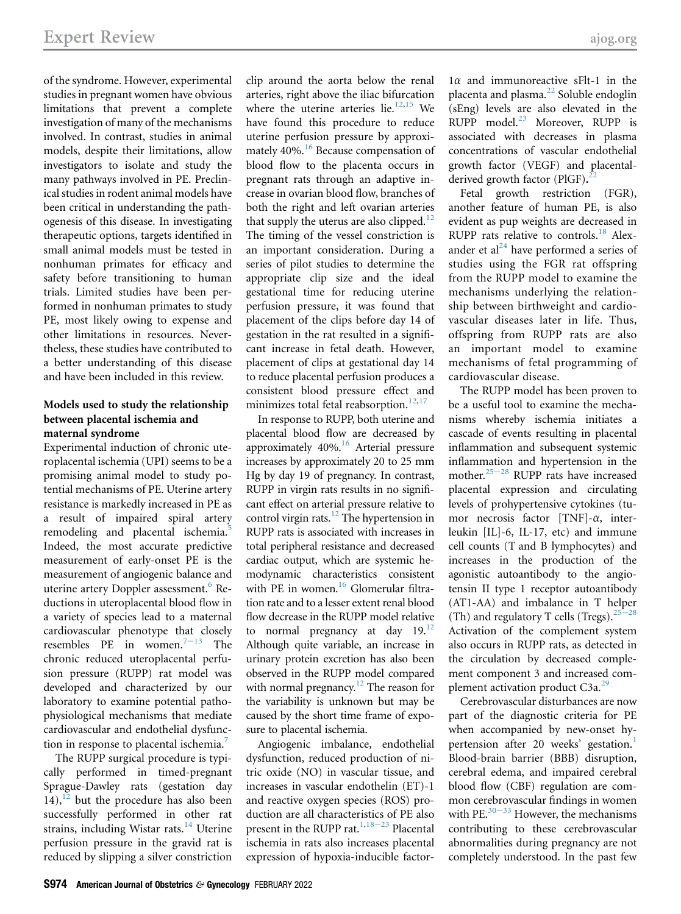of the syndrome. However, experimental studies in pregnant women have obvious limitations that prevent a complete investigation of many of the mechanisms involved. In contrast, studies in animal models, despite their limitations, allow investigators to isolate and study the many pathways involved in PE. Preclinical studies in rodent animal models have been critical in understanding the pathogenesis of this disease. In investigating therapeutic options, targets identified in small animal models must be tested in nonhuman primates for efficacy and safety before transitioning to human trials. Limited studies have been performed in nonhuman primates to study PE, most likely owing to expense and other limitations in resources. Nevertheless, these studies have contributed to a better understanding of this disease and have been included in this review.

### Models used to study the relationship between placental ischemia and maternal syndrome

Experimental induction of chronic uteroplacental ischemia (UPI) seems to be a promising animal model to study potential mechanisms of PE. Uterine artery resistance is markedly increased in PE as a result of impaired spiral artery remodeling and placental ischemia.[5] Indeed, the most accurate predictive measurement of early-onset PE is the measurement of angiogenic balance and uterine artery Doppler assessment.[6] Reductions in uteroplacental blood flow in a variety of species lead to a maternal cardiovascular phenotype that closely resembles PE in women.[7–13] The chronic reduced uteroplacental perfusion pressure (RUPP) rat model was developed and characterized by our laboratory to examine potential pathophysiological mechanisms that mediate cardiovascular and endothelial dysfunction in response to placental ischemia.[7]

The RUPP surgical procedure is typically performed in timed-pregnant Sprague-Dawley rats (gestation day 14),[12] but the procedure has also been successfully performed in other rat strains, including Wistar rats.[14] Uterine perfusion pressure in the gravid rat is reduced by slipping a silver constriction clip around the aorta below the renal arteries, right above the iliac bifurcation where the uterine arteries lie.[12,15] We have found this procedure to reduce uterine perfusion pressure by approximately 40%.[16] Because compensation of blood flow to the placenta occurs in pregnant rats through an adaptive increase in ovarian blood flow, branches of both the right and left ovarian arteries that supply the uterus are also clipped.[12] The timing of the vessel constriction is an important consideration. During a series of pilot studies to determine the appropriate clip size and the ideal gestational time for reducing uterine perfusion pressure, it was found that placement of the clips before day 14 of gestation in the rat resulted in a significant increase in fetal death. However, placement of clips at gestational day 14 to reduce placental perfusion produces a consistent blood pressure effect and minimizes total fetal reabsorption.[12,17]

In response to RUPP, both uterine and placental blood flow are decreased by approximately 40%.[16] Arterial pressure increases by approximately 20 to 25 mm Hg by day 19 of pregnancy. In contrast, RUPP in virgin rats results in no significant effect on arterial pressure relative to control virgin rats.[12] The hypertension in RUPP rats is associated with increases in total peripheral resistance and decreased cardiac output, which are systemic hemodynamic characteristics consistent with PE in women.[16] Glomerular filtration rate and to a lesser extent renal blood flow decrease in the RUPP model relative to normal pregnancy at day 19.[12] Although quite variable, an increase in urinary protein excretion has also been observed in the RUPP model compared with normal pregnancy.[12] The reason for the variability is unknown but may be caused by the short time frame of exposure to placental ischemia.

Angiogenic imbalance, endothelial dysfunction, reduced production of nitric oxide (NO) in vascular tissue, and increases in vascular endothelin (ET)-1 and reactive oxygen species (ROS) production are all characteristics of PE also present in the RUPP rat.[1,18–23] Placental ischemia in rats also increases placental expression of hypoxia-inducible factor-1$\alpha$ and immunoreactive sFlt-1 in the placenta and plasma.[22] Soluble endoglin (sEng) levels are also elevated in the RUPP model.[23] Moreover, RUPP is associated with decreases in plasma concentrations of vascular endothelial growth factor (VEGF) and placental-derived growth factor (PlGF).[22]

Fetal growth restriction (FGR), another feature of human PE, is also evident as pup weights are decreased in RUPP rats relative to controls.[18] Alexander et al[24] have performed a series of studies using the FGR rat offspring from the RUPP model to examine the mechanisms underlying the relationship between birthweight and cardiovascular diseases later in life. Thus, offspring from RUPP rats are also an important model to examine mechanisms of fetal programming of cardiovascular disease.

The RUPP model has been proven to be a useful tool to examine the mechanisms whereby ischemia initiates a cascade of events resulting in placental inflammation and subsequent systemic inflammation and hypertension in the mother.[25–28] RUPP rats have increased placental expression and circulating levels of prohypertensive cytokines (tumor necrosis factor [TNF]-$\alpha$, interleukin [IL]-6, IL-17, etc) and immune cell counts (T and B lymphocytes) and increases in the production of the agonistic autoantibody to the angiotensin II type 1 receptor autoantibody (AT1-AA) and imbalance in T helper (Th) and regulatory T cells (Tregs).[25–28] Activation of the complement system also occurs in RUPP rats, as detected in the circulation by decreased complement component 3 and increased complement activation product C3a.[29]

Cerebrovascular disturbances are now part of the diagnostic criteria for PE when accompanied by new-onset hypertension after 20 weeks' gestation.[1] Blood-brain barrier (BBB) disruption, cerebral edema, and impaired cerebral blood flow (CBF) regulation are common cerebrovascular findings in women with PE.[30–33] However, the mechanisms contributing to these cerebrovascular abnormalities during pregnancy are not completely understood. In the past few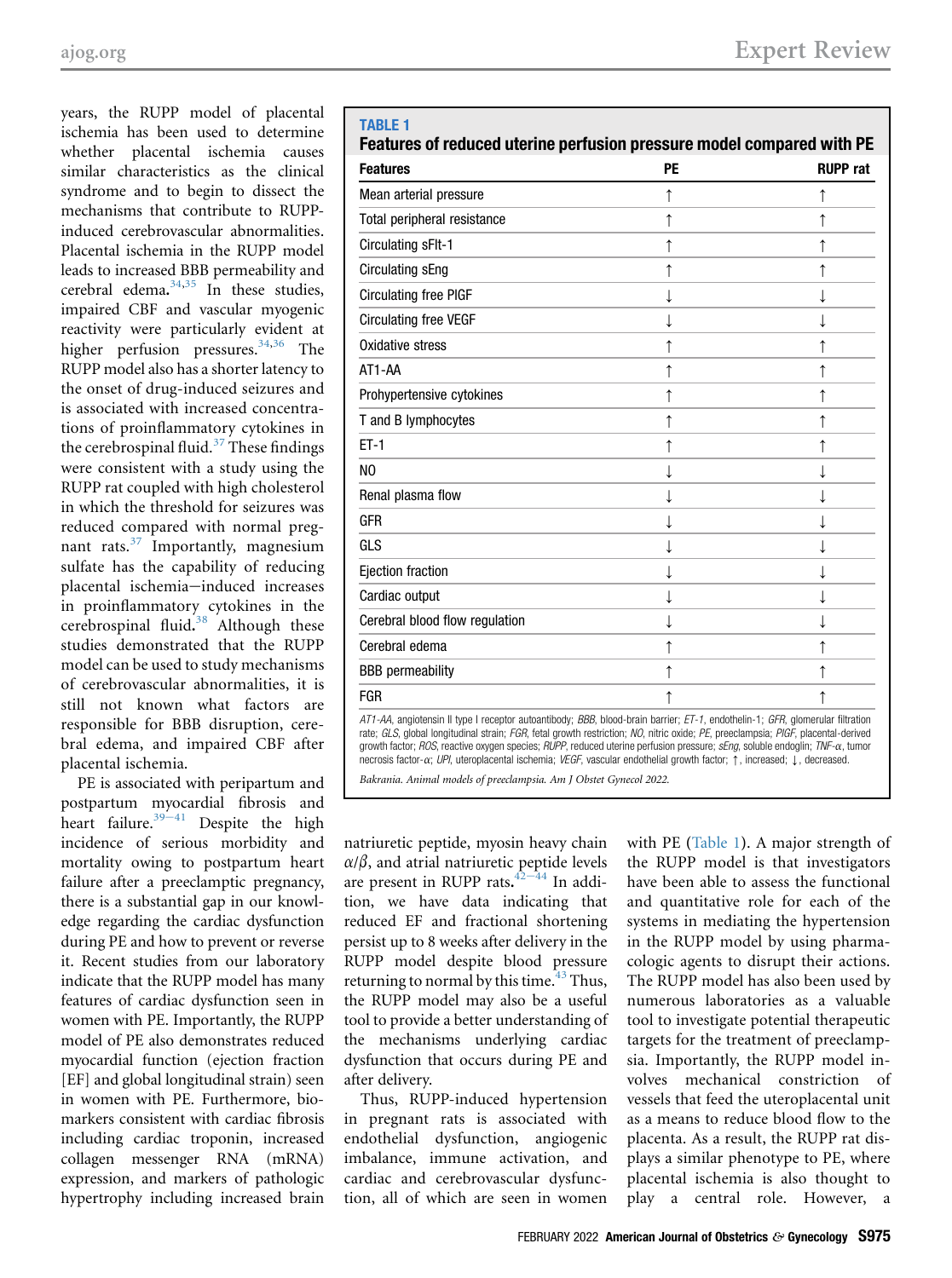years, the RUPP model of placental ischemia has been used to determine whether placental ischemia causes similar characteristics as the clinical syndrome and to begin to dissect the mechanisms that contribute to RUPP-induced cerebrovascular abnormalities. Placental ischemia in the RUPP model leads to increased BBB permeability and cerebral edema.[34,35] In these studies, impaired CBF and vascular myogenic reactivity were particularly evident at higher perfusion pressures.[34,36] The RUPP model also has a shorter latency to the onset of drug-induced seizures and is associated with increased concentrations of proinflammatory cytokines in the cerebrospinal fluid.[37] These findings were consistent with a study using the RUPP rat coupled with high cholesterol in which the threshold for seizures was reduced compared with normal pregnant rats.[37] Importantly, magnesium sulfate has the capability of reducing placental ischemia−induced increases in proinflammatory cytokines in the cerebrospinal fluid.[38] Although these studies demonstrated that the RUPP model can be used to study mechanisms of cerebrovascular abnormalities, it is still not known what factors are responsible for BBB disruption, cerebral edema, and impaired CBF after placental ischemia.

PE is associated with peripartum and postpartum myocardial fibrosis and heart failure.[39−41] Despite the high incidence of serious morbidity and mortality owing to postpartum heart failure after a preeclamptic pregnancy, there is a substantial gap in our knowledge regarding the cardiac dysfunction during PE and how to prevent or reverse it. Recent studies from our laboratory indicate that the RUPP model has many features of cardiac dysfunction seen in women with PE. Importantly, the RUPP model of PE also demonstrates reduced myocardial function (ejection fraction [EF] and global longitudinal strain) seen in women with PE. Furthermore, biomarkers consistent with cardiac fibrosis including cardiac troponin, increased collagen messenger RNA (mRNA) expression, and markers of pathologic hypertrophy including increased brain natriuretic peptide, myosin heavy chain $\alpha/\beta$, and atrial natriuretic peptide levels are present in RUPP rats.[42−44] In addition, we have data indicating that reduced EF and fractional shortening persist up to 8 weeks after delivery in the RUPP model despite blood pressure returning to normal by this time.[43] Thus, the RUPP model may also be a useful tool to provide a better understanding of the mechanisms underlying cardiac dysfunction that occurs during PE and after delivery.

Thus, RUPP-induced hypertension in pregnant rats is associated with endothelial dysfunction, angiogenic imbalance, immune activation, and cardiac and cerebrovascular dysfunction, all of which are seen in women with PE (Table 1). A major strength of the RUPP model is that investigators have been able to assess the functional and quantitative role for each of the systems in mediating the hypertension in the RUPP model by using pharmacologic agents to disrupt their actions. The RUPP model has also been used by numerous laboratories as a valuable tool to investigate potential therapeutic targets for the treatment of preeclampsia. Importantly, the RUPP model involves mechanical constriction of vessels that feed the uteroplacental unit as a means to reduce blood flow to the placenta. As a result, the RUPP rat displays a similar phenotype to PE, where placental ischemia is also thought to play a central role. However, a

**TABLE 1**
**Features of reduced uterine perfusion pressure model compared with PE**

| Features | PE | RUPP rat |
|---|---|---|
| Mean arterial pressure | ↑ | ↑ |
| Total peripheral resistance | ↑ | ↑ |
| Circulating sFlt-1 | ↑ | ↑ |
| Circulating sEng | ↑ | ↑ |
| Circulating free PlGF | ↓ | ↓ |
| Circulating free VEGF | ↓ | ↓ |
| Oxidative stress | ↑ | ↑ |
| AT1-AA | ↑ | ↑ |
| Prohypertensive cytokines | ↑ | ↑ |
| T and B lymphocytes | ↑ | ↑ |
| ET-1 | ↑ | ↑ |
| NO | ↓ | ↓ |
| Renal plasma flow | ↓ | ↓ |
| GFR | ↓ | ↓ |
| GLS | ↓ | ↓ |
| Ejection fraction | ↓ | ↓ |
| Cardiac output | ↓ | ↓ |
| Cerebral blood flow regulation | ↓ | ↓ |
| Cerebral edema | ↑ | ↑ |
| BBB permeability | ↑ | ↑ |
| FGR | | ↑ |

*AT1-AA*, angiotensin II type I receptor autoantibody; *BBB*, blood-brain barrier; *ET-1*, endothelin-1; *GFR*, glomerular filtration rate; *GLS*, global longitudinal strain; *FGR*, fetal growth restriction; *NO*, nitric oxide; *PE*, preeclampsia; *PlGF*, placental-derived growth factor; *ROS*, reactive oxygen species; *RUPP*, reduced uterine perfusion pressure; *sEng*, soluble endoglin; *TNF-α*, tumor necrosis factor-α; *UPI*, uteroplacental ischemia; *VEGF*, vascular endothelial growth factor; ↑, increased; ↓, decreased.

*Bakrania. Animal models of preeclampsia. Am J Obstet Gynecol 2022.*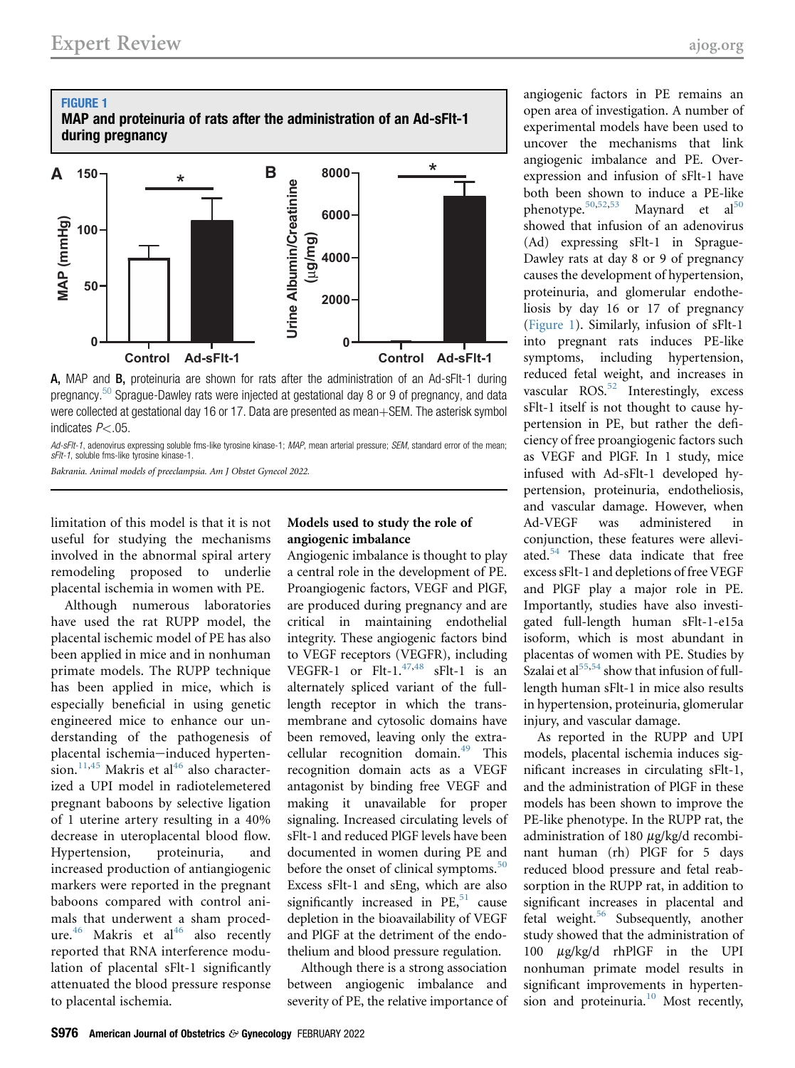**FIGURE 1**
**MAP and proteinuria of rats after the administration of an Ad-sFlt-1 during pregnancy**

A, MAP and B, proteinuria are shown for rats after the administration of an Ad-sFlt-1 during pregnancy.[50] Sprague-Dawley rats were injected at gestational day 8 or 9 of pregnancy, and data were collected at gestational day 16 or 17. Data are presented as mean+SEM. The asterisk symbol indicates $P<.05$.

*Ad-sFlt-1*, adenovirus expressing soluble fms-like tyrosine kinase-1; *MAP*, mean arterial pressure; *SEM*, standard error of the mean; *sFlt-1*, soluble fms-like tyrosine kinase-1.

*Bakrania. Animal models of preeclampsia. Am J Obstet Gynecol 2022.*

limitation of this model is that it is not useful for studying the mechanisms involved in the abnormal spiral artery remodeling proposed to underlie placental ischemia in women with PE.

Although numerous laboratories have used the rat RUPP model, the placental ischemic model of PE has also been applied in mice and in nonhuman primate models. The RUPP technique has been applied in mice, which is especially beneficial in using genetic engineered mice to enhance our understanding of the pathogenesis of placental ischemia−induced hypertension.[11,45] Makris et al[46] also characterized a UPI model in radiotelemetered pregnant baboons by selective ligation of 1 uterine artery resulting in a 40% decrease in uteroplacental blood flow. Hypertension, proteinuria, and increased production of antiangiogenic markers were reported in the pregnant baboons compared with control animals that underwent a sham procedure.[46] Makris et al[46] also recently reported that RNA interference modulation of placental sFlt-1 significantly attenuated the blood pressure response to placental ischemia.

### Models used to study the role of angiogenic imbalance

Angiogenic imbalance is thought to play a central role in the development of PE. Proangiogenic factors, VEGF and PlGF, are produced during pregnancy and are critical in maintaining endothelial integrity. These angiogenic factors bind to VEGF receptors (VEGFR), including VEGFR-1 or Flt-1.[47,48] sFlt-1 is an alternately spliced variant of the full-length receptor in which the transmembrane and cytosolic domains have been removed, leaving only the extracellular recognition domain.[49] This recognition domain acts as a VEGF antagonist by binding free VEGF and making it unavailable for proper signaling. Increased circulating levels of sFlt-1 and reduced PlGF levels have been documented in women during PE and before the onset of clinical symptoms.[50] Excess sFlt-1 and sEng, which are also significantly increased in PE,[51] cause depletion in the bioavailability of VEGF and PlGF at the detriment of the endothelium and blood pressure regulation.

Although there is a strong association between angiogenic imbalance and severity of PE, the relative importance of angiogenic factors in PE remains an open area of investigation. A number of experimental models have been used to uncover the mechanisms that link angiogenic imbalance and PE. Overexpression and infusion of sFlt-1 have both been shown to induce a PE-like phenotype.[50,52,53] Maynard et al[50] showed that infusion of an adenovirus (Ad) expressing sFlt-1 in Sprague-Dawley rats at day 8 or 9 of pregnancy causes the development of hypertension, proteinuria, and glomerular endotheliosis by day 16 or 17 of pregnancy (Figure 1). Similarly, infusion of sFlt-1 into pregnant rats induces PE-like symptoms, including hypertension, reduced fetal weight, and increases in vascular ROS.[52] Interestingly, excess sFlt-1 itself is not thought to cause hypertension in PE, but rather the deficiency of free proangiogenic factors such as VEGF and PlGF. In 1 study, mice infused with Ad-sFlt-1 developed hypertension, proteinuria, endotheliosis, and vascular damage. However, when Ad-VEGF was administered in conjunction, these features were alleviated.[54] These data indicate that free excess sFlt-1 and depletions of free VEGF and PlGF play a major role in PE. Importantly, studies have also investigated full-length human sFlt-1-e15a isoform, which is most abundant in placentas of women with PE. Studies by Szalai et al[55,54] show that infusion of full-length human sFlt-1 in mice also results in hypertension, proteinuria, glomerular injury, and vascular damage.

As reported in the RUPP and UPI models, placental ischemia induces significant increases in circulating sFlt-1, and the administration of PlGF in these models has been shown to improve the PE-like phenotype. In the RUPP rat, the administration of 180 μg/kg/d of recombinant human (rh) PlGF for 5 days reduced blood pressure and fetal reabsorption in the RUPP rat, in addition to significant increases in placental and fetal weight.[56] Subsequently, another study showed that the administration of 100 μg/kg/d rhPlGF in the UPI nonhuman primate model results in significant improvements in hypertension and proteinuria.[10] Most recently,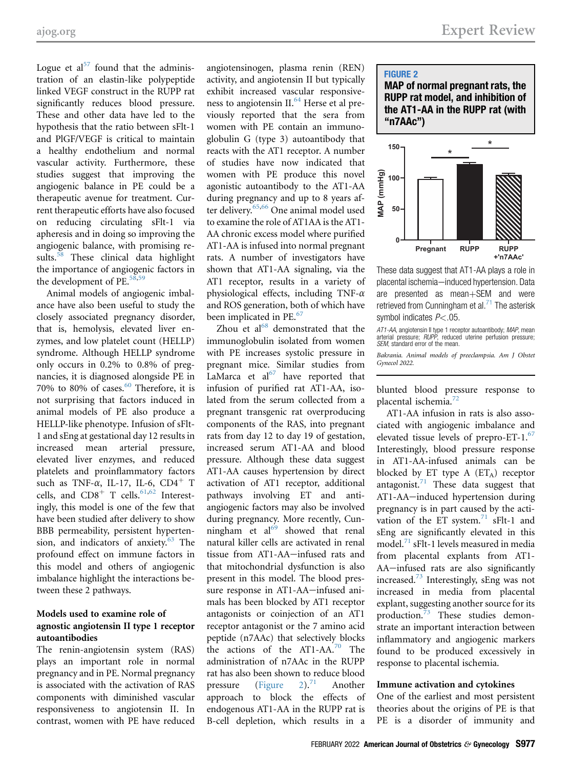Logue et al[57] found that the administration of an elastin-like polypeptide linked VEGF construct in the RUPP rat significantly reduces blood pressure. These and other data have led to the hypothesis that the ratio between sFlt-1 and PlGF/VEGF is critical to maintain a healthy endothelium and normal vascular activity. Furthermore, these studies suggest that improving the angiogenic balance in PE could be a therapeutic avenue for treatment. Current therapeutic efforts have also focused on reducing circulating sFlt-1 via apheresis and in doing so improving the angiogenic balance, with promising results.[58] These clinical data highlight the importance of angiogenic factors in the development of PE.[58,59]

Animal models of angiogenic imbalance have also been useful to study the closely associated pregnancy disorder, that is, hemolysis, elevated liver enzymes, and low platelet count (HELLP) syndrome. Although HELLP syndrome only occurs in 0.2% to 0.8% of pregnancies, it is diagnosed alongside PE in 70% to 80% of cases.[60] Therefore, it is not surprising that factors induced in animal models of PE also produce a HELLP-like phenotype. Infusion of sFlt-1 and sEng at gestational day 12 results in increased mean arterial pressure, elevated liver enzymes, and reduced platelets and proinflammatory factors such as TNF-$\alpha$, IL-17, IL-6, $CD4^+$ T cells, and $CD8^+$ T cells.[61,62] Interestingly, this model is one of the few that have been studied after delivery to show BBB permeability, persistent hypertension, and indicators of anxiety.[63] The profound effect on immune factors in this model and others of angiogenic imbalance highlight the interactions between these 2 pathways.

### Models used to examine role of agnostic angiotensin II type 1 receptor autoantibodies

The renin-angiotensin system (RAS) plays an important role in normal pregnancy and in PE. Normal pregnancy is associated with the activation of RAS components with diminished vascular responsiveness to angiotensin II. In contrast, women with PE have reduced angiotensinogen, plasma renin (REN) activity, and angiotensin II but typically exhibit increased vascular responsiveness to angiotensin II.[64] Herse et al previously reported that the sera from women with PE contain an immunoglobulin G (type 3) autoantibody that reacts with the AT1 receptor. A number of studies have now indicated that women with PE produce this novel agonistic autoantibody to the AT1-AA during pregnancy and up to 8 years after delivery.[65,66] One animal model used to examine the role of AT1AA is the AT1-AA chronic excess model where purified AT1-AA is infused into normal pregnant rats. A number of investigators have shown that AT1-AA signaling, via the AT1 receptor, results in a variety of physiological effects, including TNF-$\alpha$ and ROS generation, both of which have been implicated in PE.[67]

Zhou et al[68] demonstrated that the immunoglobulin isolated from women with PE increases systolic pressure in pregnant mice. Similar studies from LaMarca et al[67] have reported that infusion of purified rat AT1-AA, isolated from the serum collected from a pregnant transgenic rat overproducing components of the RAS, into pregnant rats from day 12 to day 19 of gestation, increased serum AT1-AA and blood pressure. Although these data suggest AT1-AA causes hypertension by direct activation of AT1 receptor, additional pathways involving ET and antiangiogenic factors may also be involved during pregnancy. More recently, Cunningham et al[69] showed that renal natural killer cells are activated in renal tissue from AT1-AA–infused rats and that mitochondrial dysfunction is also present in this model. The blood pressure response in AT1-AA–infused animals has been blocked by AT1 receptor antagonists or coinjection of an AT1 receptor antagonist or the 7 amino acid peptide (n7AAc) that selectively blocks the actions of the AT1-AA.[70] The administration of n7AAc in the RUPP rat has also been shown to reduce blood pressure (Figure 2).[71] Another approach to block the effects of endogenous AT1-AA in the RUPP rat is B-cell depletion, which results in a blunted blood pressure response to placental ischemia.[72]

**FIGURE 2**
**MAP of normal pregnant rats, the RUPP rat model, and inhibition of the AT1-AA in the RUPP rat (with "n7AAc")**

These data suggest that AT1-AA plays a role in placental ischemia–induced hypertension. Data are presented as mean+SEM and were retrieved from Cunningham et al.[71] The asterisk symbol indicates $P<.05$.

*AT1-AA*, angiotensin II type 1 receptor autoantibody; *MAP*, mean arterial pressure; *RUPP*, reduced uterine perfusion pressure; *SEM*, standard error of the mean.

*Bakrania. Animal models of preeclampsia. Am J Obstet Gynecol 2022.*

AT1-AA infusion in rats is also associated with angiogenic imbalance and elevated tissue levels of prepro-ET-1.[67] Interestingly, blood pressure response in AT1-AA-infused animals can be blocked by ET type A ($ET_A$) receptor antagonist.[71] These data suggest that AT1-AA–induced hypertension during pregnancy is in part caused by the activation of the ET system.[71] sFlt-1 and sEng are significantly elevated in this model.[71] sFlt-1 levels measured in media from placental explants from AT1-AA–infused rats are also significantly increased.[73] Interestingly, sEng was not increased in media from placental explant, suggesting another source for its production.[73] These studies demonstrate an important interaction between inflammatory and angiogenic markers found to be produced excessively in response to placental ischemia.

### Immune activation and cytokines

One of the earliest and most persistent theories about the origins of PE is that PE is a disorder of immunity and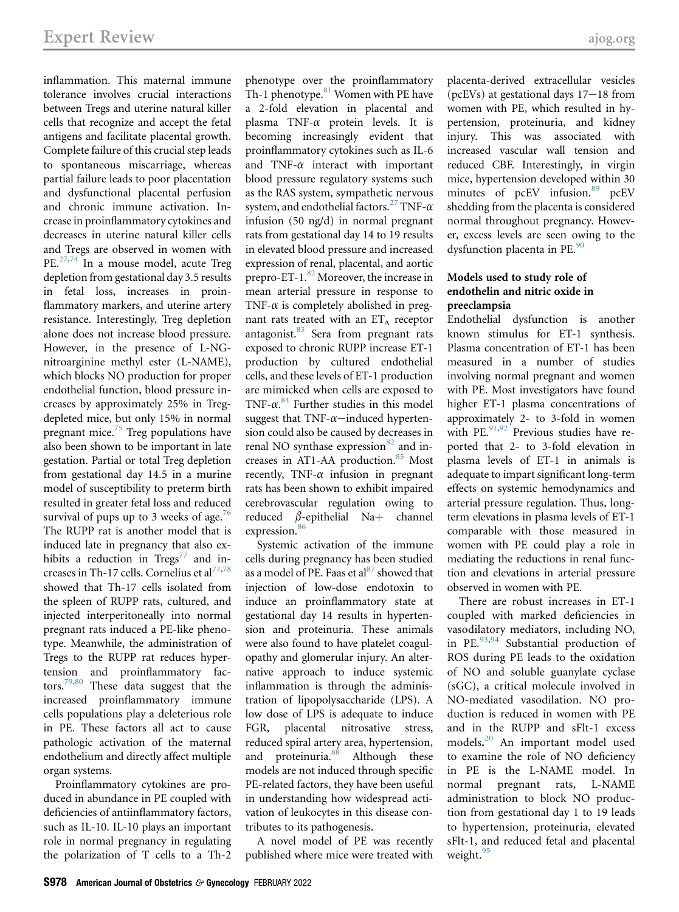inflammation. This maternal immune tolerance involves crucial interactions between Tregs and uterine natural killer cells that recognize and accept the fetal antigens and facilitate placental growth. Complete failure of this crucial step leads to spontaneous miscarriage, whereas partial failure leads to poor placentation and dysfunctional placental perfusion and chronic immune activation. Increase in proinflammatory cytokines and decreases in uterine natural killer cells and Tregs are observed in women with PE.[27,74] In a mouse model, acute Treg depletion from gestational day 3.5 results in fetal loss, increases in proinflammatory markers, and uterine artery resistance. Interestingly, Treg depletion alone does not increase blood pressure. However, in the presence of L-NG-nitroarginine methyl ester (L-NAME), which blocks NO production for proper endothelial function, blood pressure increases by approximately 25% in Treg-depleted mice, but only 15% in normal pregnant mice.[75] Treg populations have also been shown to be important in late gestation. Partial or total Treg depletion from gestational day 14.5 in a murine model of susceptibility to preterm birth resulted in greater fetal loss and reduced survival of pups up to 3 weeks of age.[76] The RUPP rat is another model that is induced late in pregnancy that also exhibits a reduction in Tregs[77] and increases in Th-17 cells. Cornelius et al[77,78] showed that Th-17 cells isolated from the spleen of RUPP rats, cultured, and injected interperitoneally into normal pregnant rats induced a PE-like phenotype. Meanwhile, the administration of Tregs to the RUPP rat reduces hypertension and proinflammatory factors.[79,80] These data suggest that the increased proinflammatory immune cells populations play a deleterious role in PE. These factors all act to cause pathologic activation of the maternal endothelium and directly affect multiple organ systems.

Proinflammatory cytokines are produced in abundance in PE coupled with deficiencies of antiinflammatory factors, such as IL-10. IL-10 plays an important role in normal pregnancy in regulating the polarization of T cells to a Th-2 phenotype over the proinflammatory Th-1 phenotype.[81] Women with PE have a 2-fold elevation in placental and plasma TNF-$\alpha$ protein levels. It is becoming increasingly evident that proinflammatory cytokines such as IL-6 and TNF-$\alpha$ interact with important blood pressure regulatory systems such as the RAS system, sympathetic nervous system, and endothelial factors.[27] TNF-$\alpha$ infusion (50 ng/d) in normal pregnant rats from gestational day 14 to 19 results in elevated blood pressure and increased expression of renal, placental, and aortic prepro-ET-1.[82] Moreover, the increase in mean arterial pressure in response to TNF-$\alpha$ is completely abolished in pregnant rats treated with an $ET_A$ receptor antagonist.[83] Sera from pregnant rats exposed to chronic RUPP increase ET-1 production by cultured endothelial cells, and these levels of ET-1 production are mimicked when cells are exposed to TNF-$\alpha$.[84] Further studies in this model suggest that TNF-$\alpha$–induced hypertension could also be caused by decreases in renal NO synthase expression[82] and increases in AT1-AA production.[85] Most recently, TNF-$\alpha$ infusion in pregnant rats has been shown to exhibit impaired cerebrovascular regulation owing to reduced $\beta$-epithelial Na+ channel expression.[86]

Systemic activation of the immune cells during pregnancy has been studied as a model of PE. Faas et al[87] showed that injection of low-dose endotoxin to induce an proinflammatory state at gestational day 14 results in hypertension and proteinuria. These animals were also found to have platelet coagulopathy and glomerular injury. An alternative approach to induce systemic inflammation is through the administration of lipopolysaccharide (LPS). A low dose of LPS is adequate to induce FGR, placental nitrosative stress, reduced spiral artery area, hypertension, and proteinuria.[88] Although these models are not induced through specific PE-related factors, they have been useful in understanding how widespread activation of leukocytes in this disease contributes to its pathogenesis.

A novel model of PE was recently published where mice were treated with placenta-derived extracellular vesicles (pcEVs) at gestational days 17−18 from women with PE, which resulted in hypertension, proteinuria, and kidney injury. This was associated with increased vascular wall tension and reduced CBF. Interestingly, in virgin mice, hypertension developed within 30 minutes of pcEV infusion.[89] pcEV shedding from the placenta is considered normal throughout pregnancy. However, excess levels are seen owing to the dysfunction placenta in PE.[90]

### Models used to study role of endothelin and nitric oxide in preeclampsia

Endothelial dysfunction is another known stimulus for ET-1 synthesis. Plasma concentration of ET-1 has been measured in a number of studies involving normal pregnant and women with PE. Most investigators have found higher ET-1 plasma concentrations of approximately 2- to 3-fold in women with PE.[91,92] Previous studies have reported that 2- to 3-fold elevation in plasma levels of ET-1 in animals is adequate to impart significant long-term effects on systemic hemodynamics and arterial pressure regulation. Thus, long-term elevations in plasma levels of ET-1 comparable with those measured in women with PE could play a role in mediating the reductions in renal function and elevations in arterial pressure observed in women with PE.

There are robust increases in ET-1 coupled with marked deficiencies in vasodilatory mediators, including NO, in PE.[93,94] Substantial production of ROS during PE leads to the oxidation of NO and soluble guanylate cyclase (sGC), a critical molecule involved in NO-mediated vasodilation. NO production is reduced in women with PE and in the RUPP and sFlt-1 excess models.[20] An important model used to examine the role of NO deficiency in PE is the L-NAME model. In normal pregnant rats, L-NAME administration to block NO production from gestational day 1 to 19 leads to hypertension, proteinuria, elevated sFlt-1, and reduced fetal and placental weight.[95]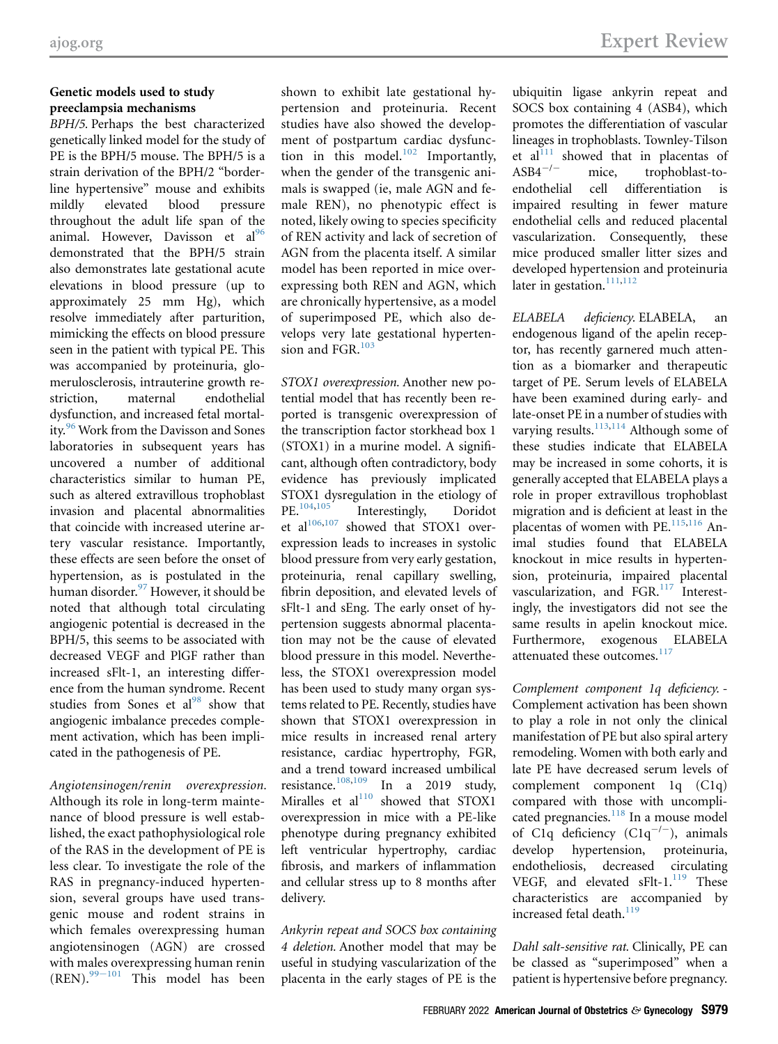### Genetic models used to study preeclampsia mechanisms

*BPH/5.* Perhaps the best characterized genetically linked model for the study of PE is the BPH/5 mouse. The BPH/5 is a strain derivation of the BPH/2 "borderline hypertensive" mouse and exhibits mildly elevated blood pressure throughout the adult life span of the animal. However, Davisson et al[96] demonstrated that the BPH/5 strain also demonstrates late gestational acute elevations in blood pressure (up to approximately 25 mm Hg), which resolve immediately after parturition, mimicking the effects on blood pressure seen in the patient with typical PE. This was accompanied by proteinuria, glomerulosclerosis, intrauterine growth restriction, maternal endothelial dysfunction, and increased fetal mortality.[96] Work from the Davisson and Sones laboratories in subsequent years has uncovered a number of additional characteristics similar to human PE, such as altered extravillous trophoblast invasion and placental abnormalities that coincide with increased uterine artery vascular resistance. Importantly, these effects are seen before the onset of hypertension, as is postulated in the human disorder.[97] However, it should be noted that although total circulating angiogenic potential is decreased in the BPH/5, this seems to be associated with decreased VEGF and PlGF rather than increased sFlt-1, an interesting difference from the human syndrome. Recent studies from Sones et al[98] show that angiogenic imbalance precedes complement activation, which has been implicated in the pathogenesis of PE.

*Angiotensinogen/renin overexpression.* Although its role in long-term maintenance of blood pressure is well established, the exact pathophysiological role of the RAS in the development of PE is less clear. To investigate the role of the RAS in pregnancy-induced hypertension, several groups have used transgenic mouse and rodent strains in which females overexpressing human angiotensinogen (AGN) are crossed with males overexpressing human renin (REN).[99–101] This model has been shown to exhibit late gestational hypertension and proteinuria. Recent studies have also showed the development of postpartum cardiac dysfunction in this model.[102] Importantly, when the gender of the transgenic animals is swapped (ie, male AGN and female REN), no phenotypic effect is noted, likely owing to species specificity of REN activity and lack of secretion of AGN from the placenta itself. A similar model has been reported in mice overexpressing both REN and AGN, which are chronically hypertensive, as a model of superimposed PE, which also develops very late gestational hypertension and FGR.[103]

*STOX1 overexpression.* Another new potential model that has recently been reported is transgenic overexpression of the transcription factor storkhead box 1 (STOX1) in a murine model. A significant, although often contradictory, body evidence has previously implicated STOX1 dysregulation in the etiology of PE.[104,105] Interestingly, Doridot et al[106,107] showed that STOX1 overexpression leads to increases in systolic blood pressure from very early gestation, proteinuria, renal capillary swelling, fibrin deposition, and elevated levels of sFlt-1 and sEng. The early onset of hypertension suggests abnormal placentation may not be the cause of elevated blood pressure in this model. Nevertheless, the STOX1 overexpression model has been used to study many organ systems related to PE. Recently, studies have shown that STOX1 overexpression in mice results in increased renal artery resistance, cardiac hypertrophy, FGR, and a trend toward increased umbilical resistance.[108,109] In a 2019 study, Miralles et al[110] showed that STOX1 overexpression in mice with a PE-like phenotype during pregnancy exhibited left ventricular hypertrophy, cardiac fibrosis, and markers of inflammation and cellular stress up to 8 months after delivery.

*Ankyrin repeat and SOCS box containing 4 deletion.* Another model that may be useful in studying vascularization of the placenta in the early stages of PE is the ubiquitin ligase ankyrin repeat and SOCS box containing 4 (ASB4), which promotes the differentiation of vascular lineages in trophoblasts. Townley-Tilson et al[111] showed that in placentas of $ASB4^{-/-}$ mice, trophoblast-to-endothelial cell differentiation is impaired resulting in fewer mature endothelial cells and reduced placental vascularization. Consequently, these mice produced smaller litter sizes and developed hypertension and proteinuria later in gestation.[111,112]

*ELABELA deficiency.* ELABELA, an endogenous ligand of the apelin receptor, has recently garnered much attention as a biomarker and therapeutic target of PE. Serum levels of ELABELA have been examined during early- and late-onset PE in a number of studies with varying results.[113,114] Although some of these studies indicate that ELABELA may be increased in some cohorts, it is generally accepted that ELABELA plays a role in proper extravillous trophoblast migration and is deficient at least in the placentas of women with PE.[115,116] Animal studies found that ELABELA knockout in mice results in hypertension, proteinuria, impaired placental vascularization, and FGR.[117] Interestingly, the investigators did not see the same results in apelin knockout mice. Furthermore, exogenous ELABELA attenuated these outcomes.[117]

*Complement component 1q deficiency.* Complement activation has been shown to play a role in not only the clinical manifestation of PE but also spiral artery remodeling. Women with both early and late PE have decreased serum levels of complement component 1q (C1q) compared with those with uncomplicated pregnancies.[118] In a mouse model of C1q deficiency ($C1q^{-/-}$), animals develop hypertension, proteinuria, endotheliosis, decreased circulating VEGF, and elevated sFlt-1.[119] These characteristics are accompanied by increased fetal death.[119]

*Dahl salt-sensitive rat.* Clinically, PE can be classed as "superimposed" when a patient is hypertensive before pregnancy.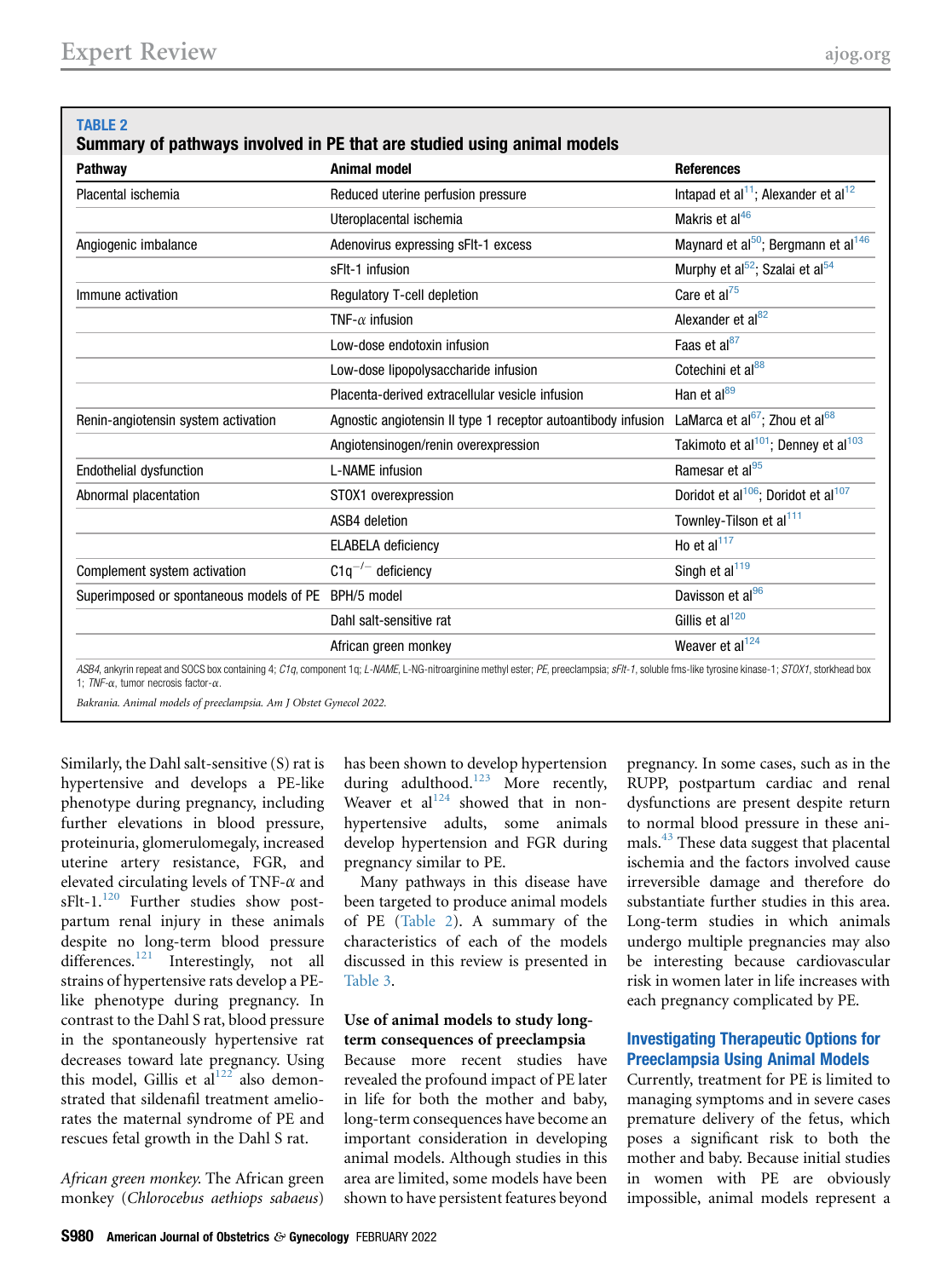**TABLE 2**
**Summary of pathways involved in PE that are studied using animal models**

| Pathway | Animal model | References |
|---|---|---|
| Placental ischemia | Reduced uterine perfusion pressure | Intapad et al[11]; Alexander et al[12] |
| | Uteroplacental ischemia | Makris et al[46] |
| Angiogenic imbalance | Adenovirus expressing sFlt-1 excess | Maynard et al[50]; Bergmann et al[146] |
| | sFlt-1 infusion | Murphy et al[52]; Szalai et al[54] |
| Immune activation | Regulatory T-cell depletion | Care et al[75] |
| | TNF-$\alpha$ infusion | Alexander et al[82] |
| | Low-dose endotoxin infusion | Faas et al[87] |
| | Low-dose lipopolysaccharide infusion | Cotechini et al[88] |
| | Placenta-derived extracellular vesicle infusion | Han et al[89] |
| Renin-angiotensin system activation | Agnostic angiotensin II type 1 receptor autoantibody infusion | LaMarca et al[67]; Zhou et al[68] |
| | Angiotensinogen/renin overexpression | Takimoto et al[101]; Denney et al[103] |
| Endothelial dysfunction | L-NAME infusion | Ramesar et al[95] |
| Abnormal placentation | STOX1 overexpression | Doridot et al[106]; Doridot et al[107] |
| | ASB4 deletion | Townley-Tilson et al[111] |
| | ELABELA deficiency | Ho et al[117] |
| Complement system activation | C1q$^{-/-}$ deficiency | Singh et al[119] |
| Superimposed or spontaneous models of PE | BPH/5 model | Davisson et al[96] |
| | Dahl salt-sensitive rat | Gillis et al[120] |
| | African green monkey | Weaver et al[124] |

*ASB4*, ankyrin repeat and SOCS box containing 4; *C1q*, component 1q; *L-NAME*, L-NG-nitroarginine methyl ester; *PE*, preeclampsia; *sFlt-1*, soluble fms-like tyrosine kinase-1; *STOX1*, storkhead box 1; *TNF-α*, tumor necrosis factor-α.

*Bakrania. Animal models of preeclampsia. Am J Obstet Gynecol 2022.*

Similarly, the Dahl salt-sensitive (S) rat is hypertensive and develops a PE-like phenotype during pregnancy, including further elevations in blood pressure, proteinuria, glomerulomegaly, increased uterine artery resistance, FGR, and elevated circulating levels of TNF-$\alpha$ and sFlt-1.[120] Further studies show postpartum renal injury in these animals despite no long-term blood pressure differences.[121] Interestingly, not all strains of hypertensive rats develop a PE-like phenotype during pregnancy. In contrast to the Dahl S rat, blood pressure in the spontaneously hypertensive rat decreases toward late pregnancy. Using this model, Gillis et al[122] also demonstrated that sildenafil treatment ameliorates the maternal syndrome of PE and rescues fetal growth in the Dahl S rat.

*African green monkey.* The African green monkey (*Chlorocebus aethiops sabaeus*) has been shown to develop hypertension during adulthood.[123] More recently, Weaver et al[124] showed that in non-hypertensive adults, some animals develop hypertension and FGR during pregnancy similar to PE.

Many pathways in this disease have been targeted to produce animal models of PE (Table 2). A summary of the characteristics of each of the models discussed in this review is presented in Table 3.

### Use of animal models to study long-term consequences of preeclampsia

Because more recent studies have revealed the profound impact of PE later in life for both the mother and baby, long-term consequences have become an important consideration in developing animal models. Although studies in this area are limited, some models have been shown to have persistent features beyond pregnancy. In some cases, such as in the RUPP, postpartum cardiac and renal dysfunctions are present despite return to normal blood pressure in these animals.[43] These data suggest that placental ischemia and the factors involved cause irreversible damage and therefore do substantiate further studies in this area. Long-term studies in which animals undergo multiple pregnancies may also be interesting because cardiovascular risk in women later in life increases with each pregnancy complicated by PE.

## Investigating Therapeutic Options for Preeclampsia Using Animal Models

Currently, treatment for PE is limited to managing symptoms and in severe cases premature delivery of the fetus, which poses a significant risk to both the mother and baby. Because initial studies in women with PE are obviously impossible, animal models represent a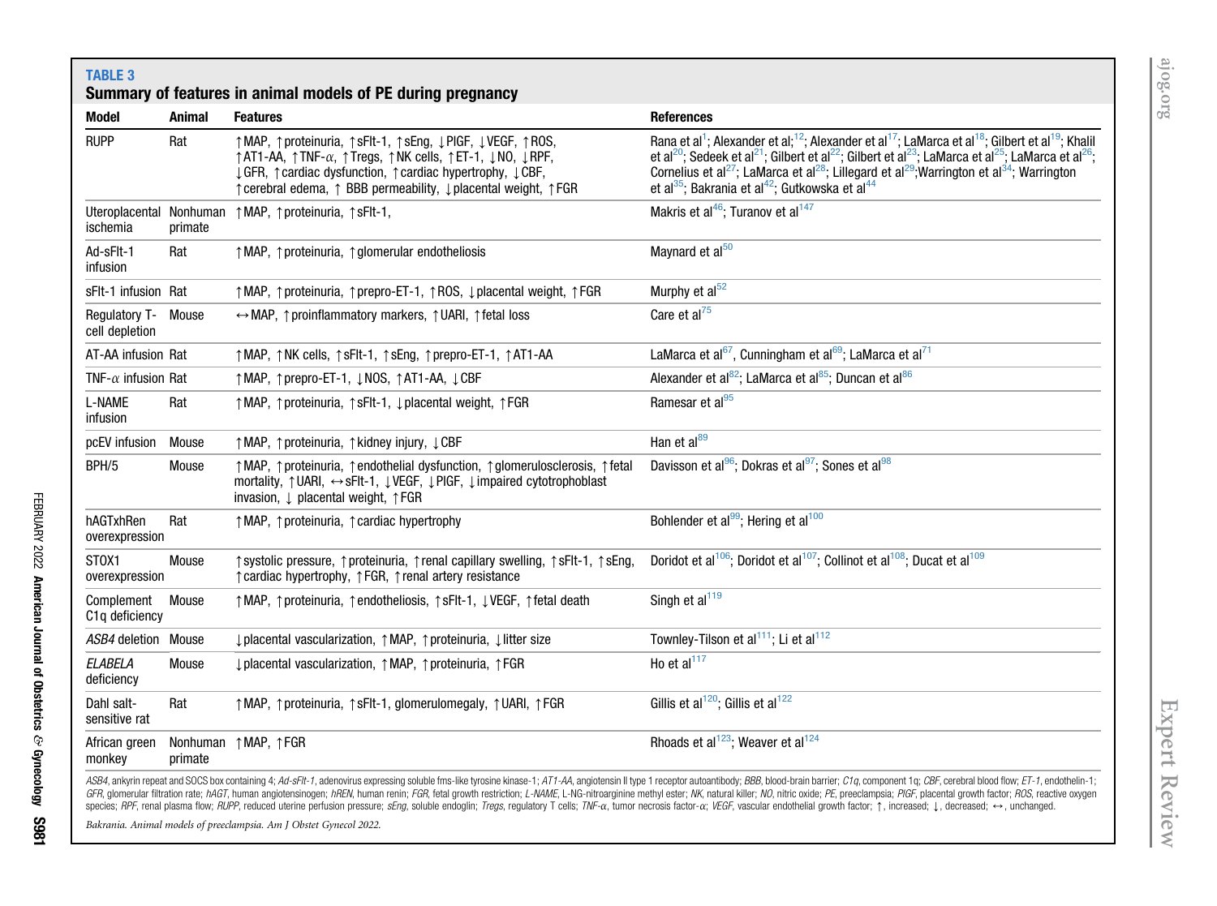**TABLE 3**
**Summary of features in animal models of PE during pregnancy**

| Model | Animal | Features | References |
|---|---|---|---|
| RUPP | Rat | ↑MAP, ↑proteinuria, ↑sFlt-1, ↑sEng, ↓PlGF, ↓VEGF, ↑ROS, ↑AT1-AA, ↑TNF-α, ↑Tregs, ↑NK cells, ↑ET-1, ↓NO, ↓RPF, ↓GFR, ↑cardiac dysfunction, ↑cardiac hypertrophy, ↓CBF, ↑cerebral edema, ↑ BBB permeability, ↓placental weight, ↑FGR | Rana et al[1]; Alexander et al;[12]; Alexander et al[17]; LaMarca et al[18]; Gilbert et al[19]; Khalil et al[20]; Sedeek et al[21]; Gilbert et al[22]; Gilbert et al[23]; LaMarca et al[25]; LaMarca et al[26]; Cornelius et al[27]; LaMarca et al[28]; Lillegard et al[29];Warrington et al[34]; Warrington et al[35]; Bakrania et al[42]; Gutkowska et al[44] |
| Uteroplacental ischemia | Nonhuman primate | ↑MAP, ↑proteinuria, ↑sFlt-1, | Makris et al[46]; Turanov et al[147] |
| Ad-sFlt-1 infusion | Rat | ↑MAP, ↑proteinuria, ↑glomerular endotheliosis | Maynard et al[50] |
| sFlt-1 infusion | Rat | ↑MAP, ↑proteinuria, ↑prepro-ET-1, ↑ROS, ↓placental weight, ↑FGR | Murphy et al[52] |
| Regulatory T-cell depletion | Mouse | ↔MAP, ↑proinflammatory markers, ↑UARI, ↑fetal loss | Care et al[75] |
| AT-AA infusion | Rat | ↑MAP, ↑NK cells, ↑sFlt-1, ↑sEng, ↑prepro-ET-1, ↑AT1-AA | LaMarca et al[67], Cunningham et al[69]; LaMarca et al[71] |
| TNF-α infusion | Rat | ↑MAP, ↑prepro-ET-1, ↓NOS, ↑AT1-AA, ↓CBF | Alexander et al[82]; LaMarca et al[85]; Duncan et al[86] |
| L-NAME infusion | Rat | ↑MAP, ↑proteinuria, ↑sFlt-1, ↓placental weight, ↑FGR | Ramesar et al[95] |
| pcEV infusion | Mouse | ↑MAP, ↑proteinuria, ↑kidney injury, ↓CBF | Han et al[89] |
| BPH/5 | Mouse | ↑MAP, ↑proteinuria, ↑endothelial dysfunction, ↑glomerulosclerosis, ↑fetal mortality, ↑UARI, ↔sFlt-1, ↓VEGF, ↓PlGF, ↓impaired cytotrophoblast invasion, ↓ placental weight, ↑FGR | Davisson et al[96]; Dokras et al[97]; Sones et al[98] |
| hAGTxhRen overexpression | Rat | ↑MAP, ↑proteinuria, ↑cardiac hypertrophy | Bohlender et al[99]; Hering et al[100] |
| STOX1 overexpression | Mouse | ↑systolic pressure, ↑proteinuria, ↑renal capillary swelling, ↑sFlt-1, ↑sEng, ↑cardiac hypertrophy, ↑FGR, ↑renal artery resistance | Doridot et al[106]; Doridot et al[107]; Collinot et al[108]; Ducat et al[109] |
| Complement C1q deficiency | Mouse | ↑MAP, ↑proteinuria, ↑endotheliosis, ↑sFlt-1, ↓VEGF, ↑fetal death | Singh et al[119] |
| *ASB4* deletion | Mouse | ↓placental vascularization, ↑MAP, ↑proteinuria, ↓litter size | Townley-Tilson et al[111]; Li et al[112] |
| *ELABELA* deficiency | Mouse | ↓placental vascularization, ↑MAP, ↑proteinuria, ↑FGR | Ho et al[117] |
| Dahl salt-sensitive rat | Rat | ↑MAP, ↑proteinuria, ↑sFlt-1, glomerulomegaly, ↑UARI, ↑FGR | Gillis et al[120]; Gillis et al[122] |
| African green monkey | Nonhuman primate | ↑MAP, ↑FGR | Rhoads et al[123]; Weaver et al[124] |

*ASB4*, ankyrin repeat and SOCS box containing 4; *Ad-sFlt-1*, adenovirus expressing soluble fms-like tyrosine kinase-1; *AT1-AA*, angiotensin II type 1 receptor autoantibody; *BBB*, blood-brain barrier; *C1q*, component 1q; *CBF*, cerebral blood flow; *ET-1*, endothelin-1; *GFR*, glomerular filtration rate; *hAGT*, human angiotensinogen; *hREN*, human renin; *FGR*, fetal growth restriction; *L-NAME*, L-NG-nitroarginine methyl ester; *NK*, natural killer; *NO*, nitric oxide; *PE*, preeclampsia; *PlGF*, placental growth factor; *ROS*, reactive oxygen species; *RPF*, renal plasma flow; *RUPP*, reduced uterine perfusion pressure; *sEng*, soluble endoglin; *Tregs*, regulatory T cells; *TNF-α*, tumor necrosis factor-α; *VEGF*, vascular endothelial growth factor; ↑, increased; ↓, decreased; ↔, unchanged.

*Bakrania. Animal models of preeclampsia. Am J Obstet Gynecol 2022.*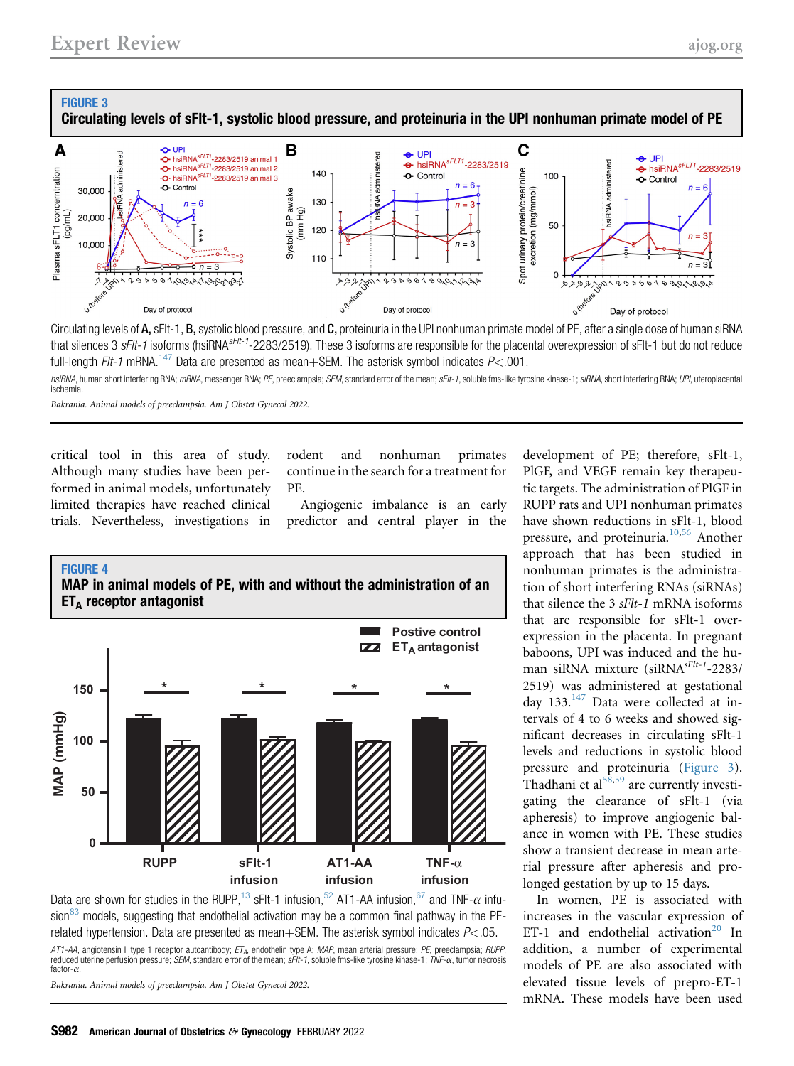**FIGURE 3**

**Circulating levels of sFlt-1, systolic blood pressure, and proteinuria in the UPI nonhuman primate model of PE**

Circulating levels of **A,** sFlt-1, **B,** systolic blood pressure, and **C,** proteinuria in the UPI nonhuman primate model of PE, after a single dose of human siRNA that silences 3 *sFlt-1* isoforms (hsiRNA$^{sFlt-1}$-2283/2519). These 3 isoforms are responsible for the placental overexpression of sFlt-1 but do not reduce full-length *Flt-1* mRNA.[147] Data are presented as mean+SEM. The asterisk symbol indicates $P<.001$.

*hsiRNA*, human short interfering RNA; *mRNA*, messenger RNA; *PE*, preeclampsia; *SEM*, standard error of the mean; *sFlt-1*, soluble fms-like tyrosine kinase-1; *siRNA*, short interfering RNA; *UPI*, uteroplacental ischemia.

*Bakrania. Animal models of preeclampsia. Am J Obstet Gynecol 2022.*

critical tool in this area of study. Although many studies have been performed in animal models, unfortunately limited therapies have reached clinical trials. Nevertheless, investigations in rodent and nonhuman primates continue in the search for a treatment for PE.

Angiogenic imbalance is an early predictor and central player in the development of PE; therefore, sFlt-1, PlGF, and VEGF remain key therapeutic targets. The administration of PlGF in RUPP rats and UPI nonhuman primates have shown reductions in sFlt-1, blood pressure, and proteinuria.[10,56] Another approach that has been studied in nonhuman primates is the administration of short interfering RNAs (siRNAs) that silence the 3 *sFlt-1* mRNA isoforms that are responsible for sFlt-1 overexpression in the placenta. In pregnant baboons, UPI was induced and the human siRNA mixture (siRNA$^{sFlt-1}$-2283/2519) was administered at gestational day 133.[147] Data were collected at intervals of 4 to 6 weeks and showed significant decreases in circulating sFlt-1 levels and reductions in systolic blood pressure and proteinuria (Figure 3). Thadhani et al[58,59] are currently investigating the clearance of sFlt-1 (via apheresis) to improve angiogenic balance in women with PE. These studies show a transient decrease in mean arterial pressure after apheresis and prolonged gestation by up to 15 days.

In women, PE is associated with increases in the vascular expression of ET-1 and endothelial activation.[20] In addition, a number of experimental models of PE are also associated with elevated tissue levels of prepro-ET-1 mRNA. These models have been used

**FIGURE 4**

**MAP in animal models of PE, with and without the administration of an $ET_A$ receptor antagonist**

Data are shown for studies in the RUPP,[13] sFlt-1 infusion,[52] AT1-AA infusion,[67] and TNF-$\alpha$ infusion[83] models, suggesting that endothelial activation may be a common final pathway in the PE-related hypertension. Data are presented as mean+SEM. The asterisk symbol indicates $P<.05$.

*AT1-AA*, angiotensin II type 1 receptor autoantibody; *$ET_A$*, endothelin type A; *MAP*, mean arterial pressure; *PE*, preeclampsia; *RUPP*, reduced uterine perfusion pressure; *SEM*, standard error of the mean; *sFlt-1*, soluble fms-like tyrosine kinase-1; *TNF-α*, tumor necrosis factor-α.

*Bakrania. Animal models of preeclampsia. Am J Obstet Gynecol 2022.*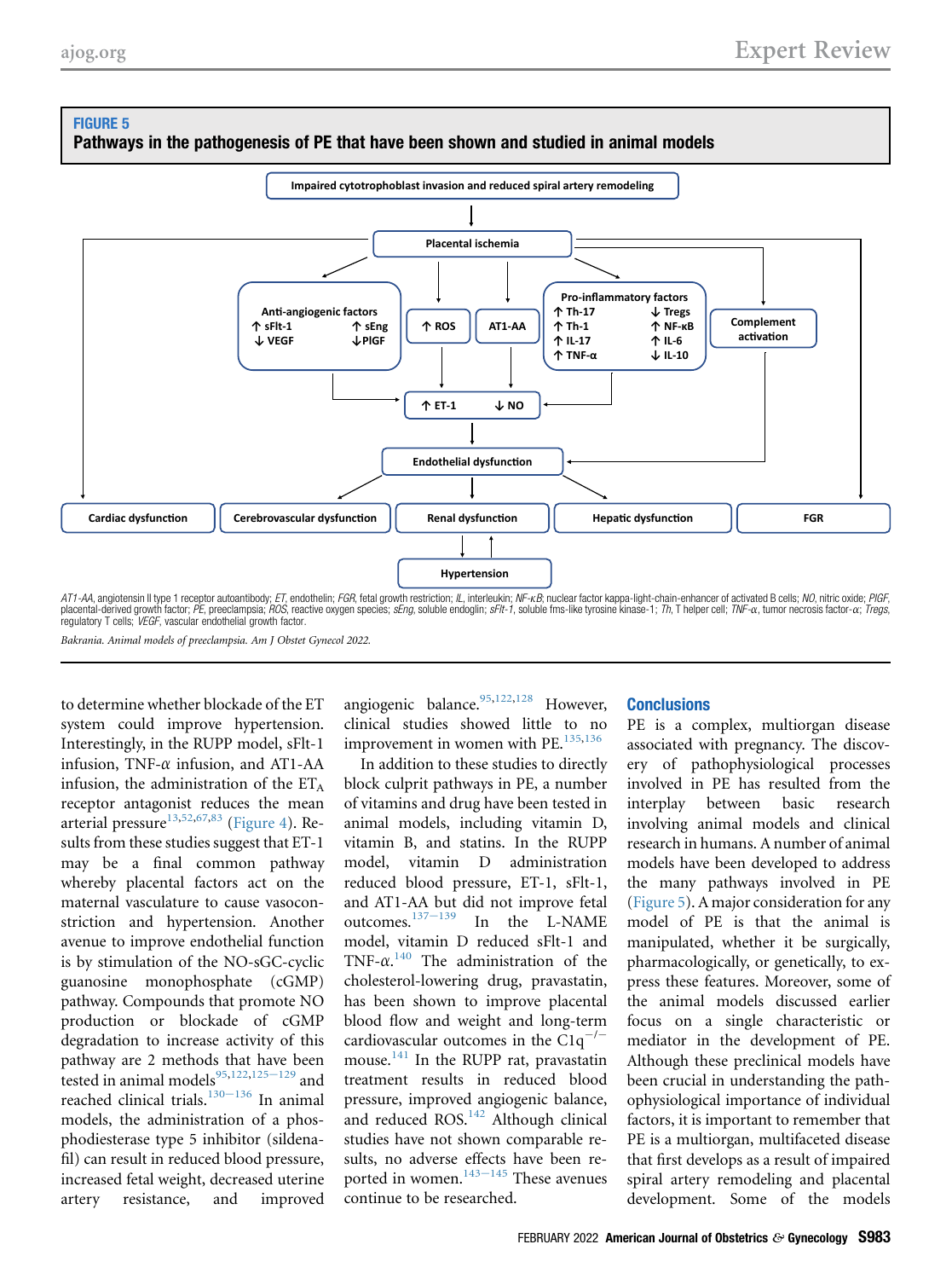**FIGURE 5**
**Pathways in the pathogenesis of PE that have been shown and studied in animal models**

*AT1-AA*, angiotensin II type 1 receptor autoantibody; *ET*, endothelin; *FGR*, fetal growth restriction; *IL*, interleukin; *NF-κB*, nuclear factor kappa-light-chain-enhancer of activated B cells; *NO*, nitric oxide; *PIGF*, placental-derived growth factor; *PE*, preeclampsia; *ROS*, reactive oxygen species; *sEng*, soluble endoglin; *sFlt-1*, soluble fms-like tyrosine kinase-1; *Th*, T helper cell; *TNF-α*, tumor necrosis factor-α; *Tregs*, regulatory T cells; *VEGF*, vascular endothelial growth factor.

*Bakrania. Animal models of preeclampsia. Am J Obstet Gynecol 2022.*

to determine whether blockade of the ET system could improve hypertension. Interestingly, in the RUPP model, sFlt-1 infusion, TNF-α infusion, and AT1-AA infusion, the administration of the $ET_A$ receptor antagonist reduces the mean arterial pressure[13,52,67,83] (Figure 4). Results from these studies suggest that ET-1 may be a final common pathway whereby placental factors act on the maternal vasculature to cause vasoconstriction and hypertension. Another avenue to improve endothelial function is by stimulation of the NO-sGC-cyclic guanosine monophosphate (cGMP) pathway. Compounds that promote NO production or blockade of cGMP degradation to increase activity of this pathway are 2 methods that have been tested in animal models[95,122,125–129] and reached clinical trials.[130–136] In animal models, the administration of a phosphodiesterase type 5 inhibitor (sildenafil) can result in reduced blood pressure, increased fetal weight, decreased uterine artery resistance, and improved angiogenic balance.[95,122,128] However, clinical studies showed little to no improvement in women with PE.[135,136]

In addition to these studies to directly block culprit pathways in PE, a number of vitamins and drug have been tested in animal models, including vitamin D, vitamin B, and statins. In the RUPP model, vitamin D administration reduced blood pressure, ET-1, sFlt-1, and AT1-AA but did not improve fetal outcomes.[137–139] In the L-NAME model, vitamin D reduced sFlt-1 and TNF-α.[140] The administration of the cholesterol-lowering drug, pravastatin, has been shown to improve placental blood flow and weight and long-term cardiovascular outcomes in the $C1q^{-/-}$ mouse.[141] In the RUPP rat, pravastatin treatment results in reduced blood pressure, improved angiogenic balance, and reduced ROS.[142] Although clinical studies have not shown comparable results, no adverse effects have been reported in women.[143–145] These avenues continue to be researched.

## Conclusions

PE is a complex, multiorgan disease associated with pregnancy. The discovery of pathophysiological processes involved in PE has resulted from the interplay between basic research involving animal models and clinical research in humans. A number of animal models have been developed to address the many pathways involved in PE (Figure 5). A major consideration for any model of PE is that the animal is manipulated, whether it be surgically, pharmacologically, or genetically, to express these features. Moreover, some of the animal models discussed earlier focus on a single characteristic or mediator in the development of PE. Although these preclinical models have been crucial in understanding the pathophysiological importance of individual factors, it is important to remember that PE is a multiorgan, multifaceted disease that first develops as a result of impaired spiral artery remodeling and placental development. Some of the models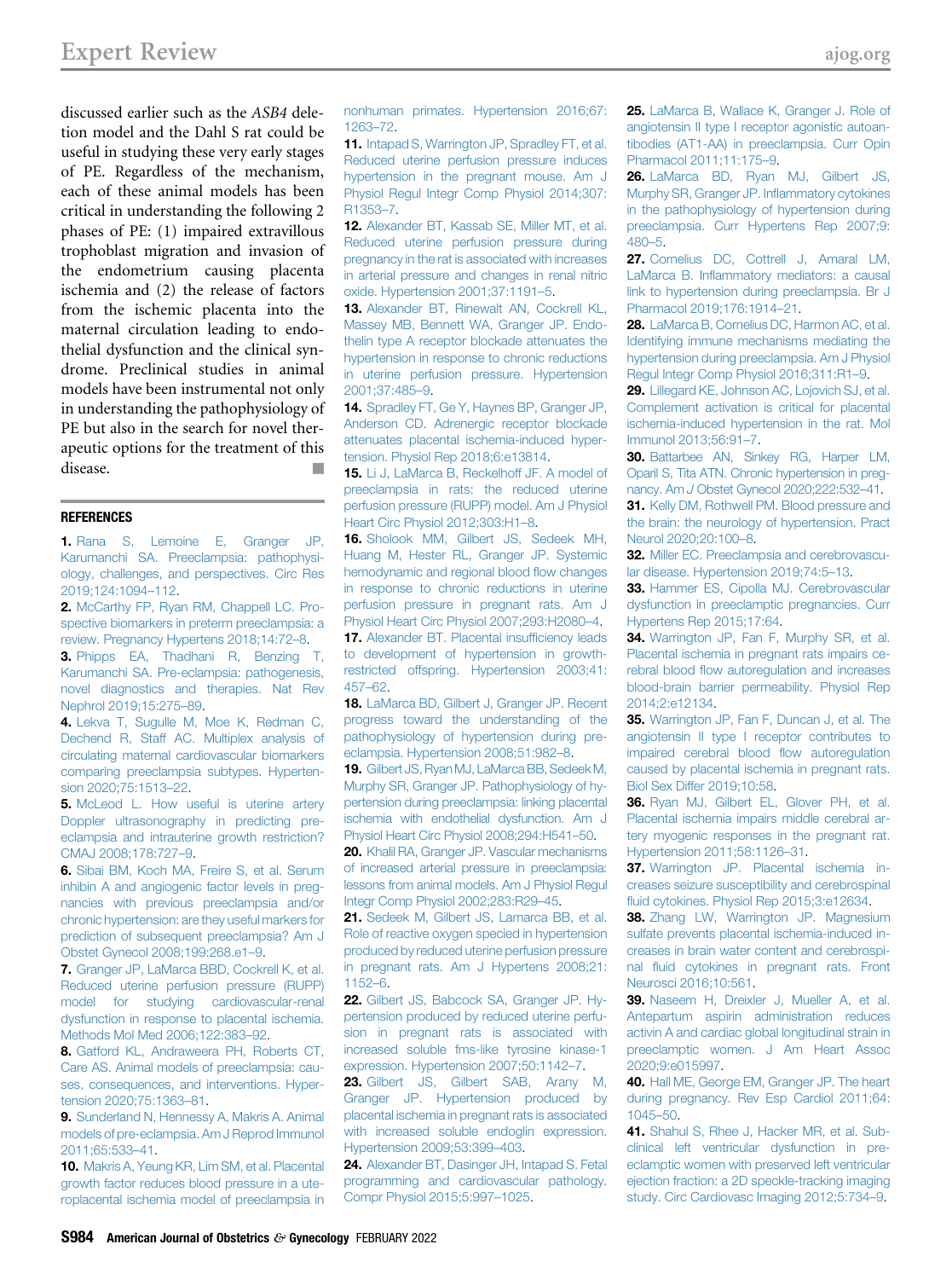discussed earlier such as the *ASB4* deletion model and the Dahl S rat could be useful in studying these very early stages of PE. Regardless of the mechanism, each of these animal models has been critical in understanding the following 2 phases of PE: (1) impaired extravillous trophoblast migration and invasion of the endometrium causing placenta ischemia and (2) the release of factors from the ischemic placenta into the maternal circulation leading to endothelial dysfunction and the clinical syndrome. Preclinical studies in animal models have been instrumental not only in understanding the pathophysiology of PE but also in the search for novel therapeutic options for the treatment of this disease. ■

## REFERENCES

1. Rana S, Lemoine E, Granger JP, Karumanchi SA. Preeclampsia: pathophysiology, challenges, and perspectives. Circ Res 2019;124:1094–112.
2. McCarthy FP, Ryan RM, Chappell LC. Prospective biomarkers in preterm preeclampsia: a review. Pregnancy Hypertens 2018;14:72–8.
3. Phipps EA, Thadhani R, Benzing T, Karumanchi SA. Pre-eclampsia: pathogenesis, novel diagnostics and therapies. Nat Rev Nephrol 2019;15:275–89.
4. Lekva T, Sugulle M, Moe K, Redman C, Dechend R, Staff AC. Multiplex analysis of circulating maternal cardiovascular biomarkers comparing preeclampsia subtypes. Hypertension 2020;75:1513–22.
5. McLeod L. How useful is uterine artery Doppler ultrasonography in predicting preeclampsia and intrauterine growth restriction? CMAJ 2008;178:727–9.
6. Sibai BM, Koch MA, Freire S, et al. Serum inhibin A and angiogenic factor levels in pregnancies with previous preeclampsia and/or chronic hypertension: are they useful markers for prediction of subsequent preeclampsia? Am J Obstet Gynecol 2008;199:268.e1–9.
7. Granger JP, LaMarca BBD, Cockrell K, et al. Reduced uterine perfusion pressure (RUPP) model for studying cardiovascular-renal dysfunction in response to placental ischemia. Methods Mol Med 2006;122:383–92.
8. Gatford KL, Andraweera PH, Roberts CT, Care AS. Animal models of preeclampsia: causes, consequences, and interventions. Hypertension 2020;75:1363–81.
9. Sunderland N, Hennessy A, Makris A. Animal models of pre-eclampsia. Am J Reprod Immunol 2011;65:533–41.
10. Makris A, Yeung KR, Lim SM, et al. Placental growth factor reduces blood pressure in a uteroplacental ischemia model of preeclampsia in nonhuman primates. Hypertension 2016;67:1263–72.
11. Intapad S, Warrington JP, Spradley FT, et al. Reduced uterine perfusion pressure induces hypertension in the pregnant mouse. Am J Physiol Regul Integr Comp Physiol 2014;307:R1353–7.
12. Alexander BT, Kassab SE, Miller MT, et al. Reduced uterine perfusion pressure during pregnancy in the rat is associated with increases in arterial pressure and changes in renal nitric oxide. Hypertension 2001;37:1191–5.
13. Alexander BT, Rinewalt AN, Cockrell KL, Massey MB, Bennett WA, Granger JP. Endothelin type A receptor blockade attenuates the hypertension in response to chronic reductions in uterine perfusion pressure. Hypertension 2001;37:485–9.
14. Spradley FT, Ge Y, Haynes BP, Granger JP, Anderson CD. Adrenergic receptor blockade attenuates placental ischemia-induced hypertension. Physiol Rep 2018;6:e13814.
15. Li J, LaMarca B, Reckelhoff JF. A model of preeclampsia in rats: the reduced uterine perfusion pressure (RUPP) model. Am J Physiol Heart Circ Physiol 2012;303:H1–8.
16. Sholook MM, Gilbert JS, Sedeek MH, Huang M, Hester RL, Granger JP. Systemic hemodynamic and regional blood flow changes in response to chronic reductions in uterine perfusion pressure in pregnant rats. Am J Physiol Heart Circ Physiol 2007;293:H2080–4.
17. Alexander BT. Placental insufficiency leads to development of hypertension in growth-restricted offspring. Hypertension 2003;41:457–62.
18. LaMarca BD, Gilbert J, Granger JP. Recent progress toward the understanding of the pathophysiology of hypertension during preeclampsia. Hypertension 2008;51:982–8.
19. Gilbert JS, Ryan MJ, LaMarca BB, Sedeek M, Murphy SR, Granger JP. Pathophysiology of hypertension during preeclampsia: linking placental ischemia with endothelial dysfunction. Am J Physiol Heart Circ Physiol 2008;294:H541–50.
20. Khalil RA, Granger JP. Vascular mechanisms of increased arterial pressure in preeclampsia: lessons from animal models. Am J Physiol Regul Integr Comp Physiol 2002;283:R29–45.
21. Sedeek M, Gilbert JS, Lamarca BB, et al. Role of reactive oxygen species in hypertension produced by reduced uterine perfusion pressure in pregnant rats. Am J Hypertens 2008;21:1152–6.
22. Gilbert JS, Babcock SA, Granger JP. Hypertension produced by reduced uterine perfusion in pregnant rats is associated with increased soluble fms-like tyrosine kinase-1 expression. Hypertension 2007;50:1142–7.
23. Gilbert JS, Gilbert SAB, Arany M, Granger JP. Hypertension produced by placental ischemia in pregnant rats is associated with increased soluble endoglin expression. Hypertension 2009;53:399–403.
24. Alexander BT, Dasinger JH, Intapad S. Fetal programming and cardiovascular pathology. Compr Physiol 2015;5:997–1025.
25. LaMarca B, Wallace K, Granger J. Role of angiotensin II type I receptor agonistic autoantibodies (AT1-AA) in preeclampsia. Curr Opin Pharmacol 2011;11:175–9.
26. LaMarca BD, Ryan MJ, Gilbert JS, Murphy SR, Granger JP. Inflammatory cytokines in the pathophysiology of hypertension during preeclampsia. Curr Hypertens Rep 2007;9:480–5.
27. Cornelius DC, Cottrell J, Amaral LM, LaMarca B. Inflammatory mediators: a causal link to hypertension during preeclampsia. Br J Pharmacol 2019;176:1914–21.
28. LaMarca B, Cornelius DC, Harmon AC, et al. Identifying immune mechanisms mediating the hypertension during preeclampsia. Am J Physiol Regul Integr Comp Physiol 2016;311:R1–9.
29. Lillegard KE, Johnson AC, Lojovich SJ, et al. Complement activation is critical for placental ischemia-induced hypertension in the rat. Mol Immunol 2013;56:91–7.
30. Battarbee AN, Sinkey RG, Harper LM, Oparil S, Tita ATN. Chronic hypertension in pregnancy. Am J Obstet Gynecol 2020;222:532–41.
31. Kelly DM, Rothwell PM. Blood pressure and the brain: the neurology of hypertension. Pract Neurol 2020;20:100–8.
32. Miller EC. Preeclampsia and cerebrovascular disease. Hypertension 2019;74:5–13.
33. Hammer ES, Cipolla MJ. Cerebrovascular dysfunction in preeclamptic pregnancies. Curr Hypertens Rep 2015;17:64.
34. Warrington JP, Fan F, Murphy SR, et al. Placental ischemia in pregnant rats impairs cerebral blood flow autoregulation and increases blood-brain barrier permeability. Physiol Rep 2014;2:e12134.
35. Warrington JP, Fan F, Duncan J, et al. The angiotensin II type I receptor contributes to impaired cerebral blood flow autoregulation caused by placental ischemia in pregnant rats. Biol Sex Differ 2019;10:58.
36. Ryan MJ, Gilbert EL, Glover PH, et al. Placental ischemia impairs middle cerebral artery myogenic responses in the pregnant rat. Hypertension 2011;58:1126–31.
37. Warrington JP. Placental ischemia increases seizure susceptibility and cerebrospinal fluid cytokines. Physiol Rep 2015;3:e12634.
38. Zhang LW, Warrington JP. Magnesium sulfate prevents placental ischemia-induced increases in brain water content and cerebrospinal fluid cytokines in pregnant rats. Front Neurosci 2016;10:561.
39. Naseem H, Dreixler J, Mueller A, et al. Antepartum aspirin administration reduces activin A and cardiac global longitudinal strain in preeclamptic women. J Am Heart Assoc 2020;9:e015997.
40. Hall ME, George EM, Granger JP. The heart during pregnancy. Rev Esp Cardiol 2011;64:1045–50.
41. Shahul S, Rhee J, Hacker MR, et al. Subclinical left ventricular dysfunction in preeclamptic women with preserved left ventricular ejection fraction: a 2D speckle-tracking imaging study. Circ Cardiovasc Imaging 2012;5:734–9.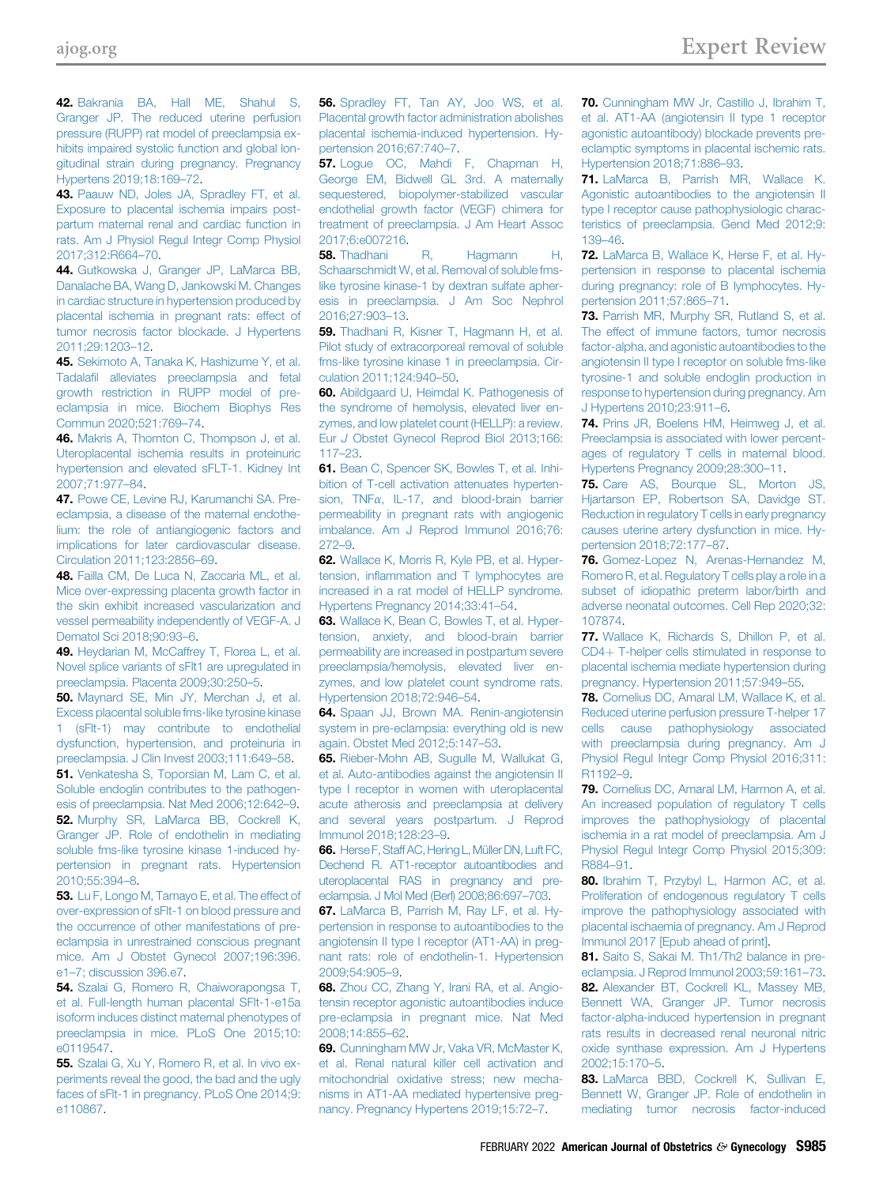**42.** Bakrania BA, Hall ME, Shahul S, Granger JP. The reduced uterine perfusion pressure (RUPP) rat model of preeclampsia exhibits impaired systolic function and global longitudinal strain during pregnancy. Pregnancy Hypertens 2019;18:169–72.

**43.** Paauw ND, Joles JA, Spradley FT, et al. Exposure to placental ischemia impairs postpartum maternal renal and cardiac function in rats. Am J Physiol Regul Integr Comp Physiol 2017;312:R664–70.

**44.** Gutkowska J, Granger JP, LaMarca BB, Danalache BA, Wang D, Jankowski M. Changes in cardiac structure in hypertension produced by placental ischemia in pregnant rats: effect of tumor necrosis factor blockade. J Hypertens 2011;29:1203–12.

**45.** Sekimoto A, Tanaka K, Hashizume Y, et al. Tadalafil alleviates preeclampsia and fetal growth restriction in RUPP model of preeclampsia in mice. Biochem Biophys Res Commun 2020;521:769–74.

**46.** Makris A, Thornton C, Thompson J, et al. Uteroplacental ischemia results in proteinuric hypertension and elevated sFLT-1. Kidney Int 2007;71:977–84.

**47.** Powe CE, Levine RJ, Karumanchi SA. Preeclampsia, a disease of the maternal endothelium: the role of antiangiogenic factors and implications for later cardiovascular disease. Circulation 2011;123:2856–69.

**48.** Failla CM, De Luca N, Zaccaria ML, et al. Mice over-expressing placenta growth factor in the skin exhibit increased vascularization and vessel permeability independently of VEGF-A. J Dermatol Sci 2018;90:93–6.

**49.** Heydarian M, McCaffrey T, Florea L, et al. Novel splice variants of sFlt1 are upregulated in preeclampsia. Placenta 2009;30:250–5.

**50.** Maynard SE, Min JY, Merchan J, et al. Excess placental soluble fms-like tyrosine kinase 1 (sFlt-1) may contribute to endothelial dysfunction, hypertension, and proteinuria in preeclampsia. J Clin Invest 2003;111:649–58.

**51.** Venkatesha S, Toporsian M, Lam C, et al. Soluble endoglin contributes to the pathogenesis of preeclampsia. Nat Med 2006;12:642–9.

**52.** Murphy SR, LaMarca BB, Cockrell K, Granger JP. Role of endothelin in mediating soluble fms-like tyrosine kinase 1-induced hypertension in pregnant rats. Hypertension 2010;55:394–8.

**53.** Lu F, Longo M, Tamayo E, et al. The effect of over-expression of sFlt-1 on blood pressure and the occurrence of other manifestations of preeclampsia in unrestrained conscious pregnant mice. Am J Obstet Gynecol 2007;196:396.e1–7; discussion 396.e7.

**54.** Szalai G, Romero R, Chaiworapongsa T, et al. Full-length human placental SFlt-1-e15a isoform induces distinct maternal phenotypes of preeclampsia in mice. PLoS One 2015;10:e0119547.

**55.** Szalai G, Xu Y, Romero R, et al. In vivo experiments reveal the good, the bad and the ugly faces of sFlt-1 in pregnancy. PLoS One 2014;9:e110867.

**56.** Spradley FT, Tan AY, Joo WS, et al. Placental growth factor administration abolishes placental ischemia-induced hypertension. Hypertension 2016;67:740–7.

**57.** Logue OC, Mahdi F, Chapman H, George EM, Bidwell GL 3rd. A maternally sequestered, biopolymer-stabilized vascular endothelial growth factor (VEGF) chimera for treatment of preeclampsia. J Am Heart Assoc 2017;6:e007216.

**58.** Thadhani R, Hagmann H, Schaarschmidt W, et al. Removal of soluble fms-like tyrosine kinase-1 by dextran sulfate apheresis in preeclampsia. J Am Soc Nephrol 2016;27:903–13.

**59.** Thadhani R, Kisner T, Hagmann H, et al. Pilot study of extracorporeal removal of soluble fms-like tyrosine kinase 1 in preeclampsia. Circulation 2011;124:940–50.

**60.** Abildgaard U, Heimdal K. Pathogenesis of the syndrome of hemolysis, elevated liver enzymes, and low platelet count (HELLP): a review. Eur J Obstet Gynecol Reprod Biol 2013;166:117–23.

**61.** Bean C, Spencer SK, Bowles T, et al. Inhibition of T-cell activation attenuates hypertension, TNFα, IL-17, and blood-brain barrier permeability in pregnant rats with angiogenic imbalance. Am J Reprod Immunol 2016;76:272–9.

**62.** Wallace K, Morris R, Kyle PB, et al. Hypertension, inflammation and T lymphocytes are increased in a rat model of HELLP syndrome. Hypertens Pregnancy 2014;33:41–54.

**63.** Wallace K, Bean C, Bowles T, et al. Hypertension, anxiety, and blood-brain barrier permeability are increased in postpartum severe preeclampsia/hemolysis, elevated liver enzymes, and low platelet count syndrome rats. Hypertension 2018;72:946–54.

**64.** Spaan JJ, Brown MA. Renin-angiotensin system in pre-eclampsia: everything old is new again. Obstet Med 2012;5:147–53.

**65.** Rieber-Mohn AB, Sugulle M, Wallukat G, et al. Auto-antibodies against the angiotensin II type I receptor in women with uteroplacental acute atherosis and preeclampsia at delivery and several years postpartum. J Reprod Immunol 2018;128:23–9.

**66.** Herse F, Staff AC, Hering L, Müller DN, Luft FC, Dechend R. AT1-receptor autoantibodies and uteroplacental RAS in pregnancy and pre-eclampsia. J Mol Med (Berl) 2008;86:697–703.

**67.** LaMarca B, Parrish M, Ray LF, et al. Hypertension in response to autoantibodies to the angiotensin II type I receptor (AT1-AA) in pregnant rats: role of endothelin-1. Hypertension 2009;54:905–9.

**68.** Zhou CC, Zhang Y, Irani RA, et al. Angiotensin receptor agonistic autoantibodies induce pre-eclampsia in pregnant mice. Nat Med 2008;14:855–62.

**69.** Cunningham MW Jr, Vaka VR, McMaster K, et al. Renal natural killer cell activation and mitochondrial oxidative stress; new mechanisms in AT1-AA mediated hypertensive pregnancy. Pregnancy Hypertens 2019;15:72–7.

**70.** Cunningham MW Jr, Castillo J, Ibrahim T, et al. AT1-AA (angiotensin II type 1 receptor agonistic autoantibody) blockade prevents preeclamptic symptoms in placental ischemic rats. Hypertension 2018;71:886–93.

**71.** LaMarca B, Parrish MR, Wallace K. Agonistic autoantibodies to the angiotensin II type I receptor cause pathophysiologic characteristics of preeclampsia. Gend Med 2012;9:139–46.

**72.** LaMarca B, Wallace K, Herse F, et al. Hypertension in response to placental ischemia during pregnancy: role of B lymphocytes. Hypertension 2011;57:865–71.

**73.** Parrish MR, Murphy SR, Rutland S, et al. The effect of immune factors, tumor necrosis factor-alpha, and agonistic autoantibodies to the angiotensin II type I receptor on soluble fms-like tyrosine-1 and soluble endoglin production in response to hypertension during pregnancy. Am J Hypertens 2010;23:911–6.

**74.** Prins JR, Boelens HM, Heimweg J, et al. Preeclampsia is associated with lower percentages of regulatory T cells in maternal blood. Hypertens Pregnancy 2009;28:300–11.

**75.** Care AS, Bourque SL, Morton JS, Hjartarson EP, Robertson SA, Davidge ST. Reduction in regulatory T cells in early pregnancy causes uterine artery dysfunction in mice. Hypertension 2018;72:177–87.

**76.** Gomez-Lopez N, Arenas-Hernandez M, Romero R, et al. Regulatory T cells play a role in a subset of idiopathic preterm labor/birth and adverse neonatal outcomes. Cell Rep 2020;32:107874.

**77.** Wallace K, Richards S, Dhillon P, et al. CD4+ T-helper cells stimulated in response to placental ischemia mediate hypertension during pregnancy. Hypertension 2011;57:949–55.

**78.** Cornelius DC, Amaral LM, Wallace K, et al. Reduced uterine perfusion pressure T-helper 17 cells cause pathophysiology associated with preeclampsia during pregnancy. Am J Physiol Regul Integr Comp Physiol 2016;311:R1192–9.

**79.** Cornelius DC, Amaral LM, Harmon A, et al. An increased population of regulatory T cells improves the pathophysiology of placental ischemia in a rat model of preeclampsia. Am J Physiol Regul Integr Comp Physiol 2015;309:R884–91.

**80.** Ibrahim T, Przybyl L, Harmon AC, et al. Proliferation of endogenous regulatory T cells improve the pathophysiology associated with placental ischaemia of pregnancy. Am J Reprod Immunol 2017 [Epub ahead of print].

**81.** Saito S, Sakai M. Th1/Th2 balance in preeclampsia. J Reprod Immunol 2003;59:161–73.

**82.** Alexander BT, Cockrell KL, Massey MB, Bennett WA, Granger JP. Tumor necrosis factor-alpha-induced hypertension in pregnant rats results in decreased renal neuronal nitric oxide synthase expression. Am J Hypertens 2002;15:170–5.

**83.** LaMarca BBD, Cockrell K, Sullivan E, Bennett W, Granger JP. Role of endothelin in mediating tumor necrosis factor-induced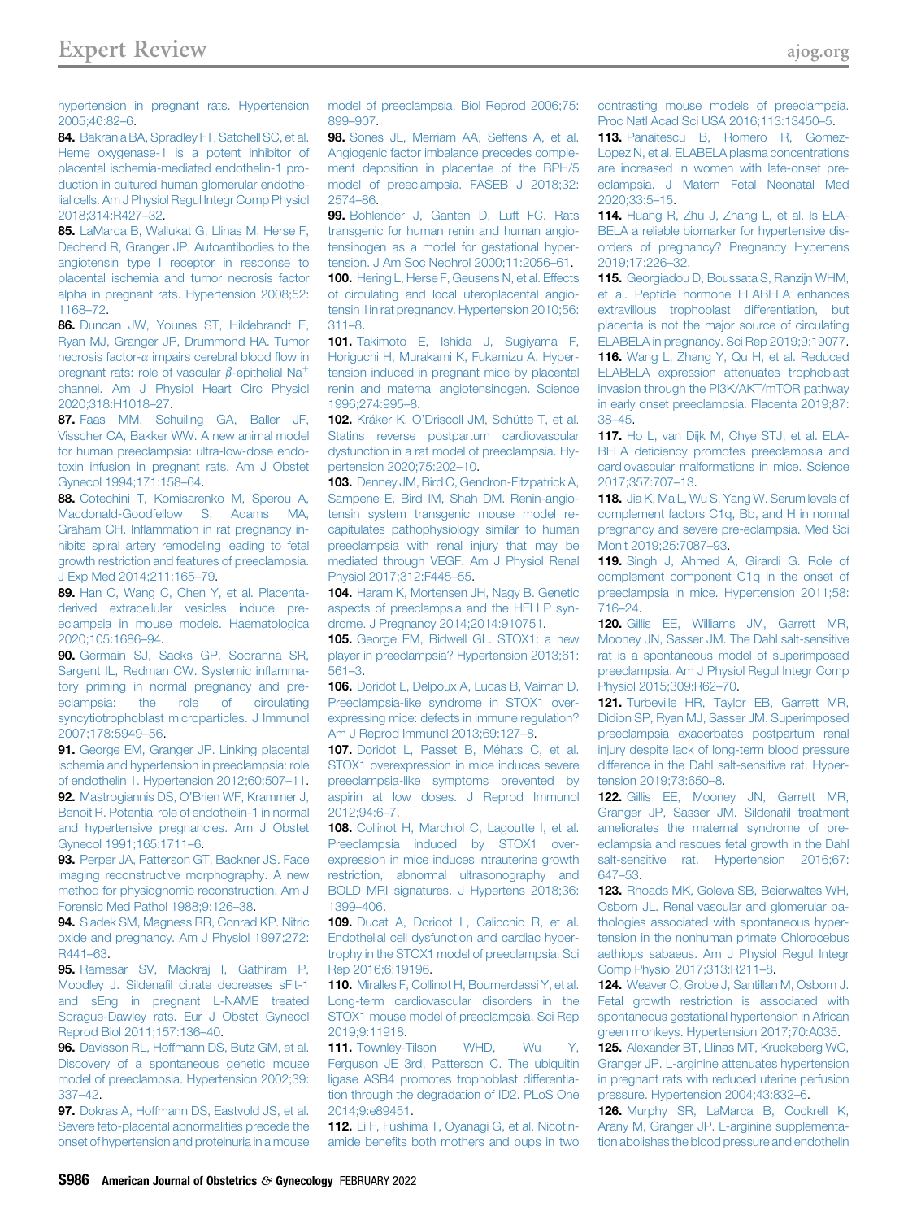hypertension in pregnant rats. Hypertension 2005;46:82–6.

**84.** Bakrania BA, Spradley FT, Satchell SC, et al. Heme oxygenase-1 is a potent inhibitor of placental ischemia-mediated endothelin-1 production in cultured human glomerular endothelial cells. Am J Physiol Regul Integr Comp Physiol 2018;314:R427–32.

**85.** LaMarca B, Wallukat G, Llinas M, Herse F, Dechend R, Granger JP. Autoantibodies to the angiotensin type I receptor in response to placental ischemia and tumor necrosis factor alpha in pregnant rats. Hypertension 2008;52: 1168–72.

**86.** Duncan JW, Younes ST, Hildebrandt E, Ryan MJ, Granger JP, Drummond HA. Tumor necrosis factor-$\alpha$ impairs cerebral blood flow in pregnant rats: role of vascular $\beta$-epithelial $Na^+$ channel. Am J Physiol Heart Circ Physiol 2020;318:H1018–27.

**87.** Faas MM, Schuiling GA, Baller JF, Visscher CA, Bakker WW. A new animal model for human preeclampsia: ultra-low-dose endotoxin infusion in pregnant rats. Am J Obstet Gynecol 1994;171:158–64.

**88.** Cotechini T, Komisarenko M, Sperou A, Macdonald-Goodfellow S, Adams MA, Graham CH. Inflammation in rat pregnancy inhibits spiral artery remodeling leading to fetal growth restriction and features of preeclampsia. J Exp Med 2014;211:165–79.

**89.** Han C, Wang C, Chen Y, et al. Placenta-derived extracellular vesicles induce preeclampsia in mouse models. Haematologica 2020;105:1686–94.

**90.** Germain SJ, Sacks GP, Sooranna SR, Sargent IL, Redman CW. Systemic inflammatory priming in normal pregnancy and preeclampsia: the role of circulating syncytiotrophoblast microparticles. J Immunol 2007;178:5949–56.

**91.** George EM, Granger JP. Linking placental ischemia and hypertension in preeclampsia: role of endothelin 1. Hypertension 2012;60:507–11.

**92.** Mastrogiannis DS, O'Brien WF, Krammer J, Benoit R. Potential role of endothelin-1 in normal and hypertensive pregnancies. Am J Obstet Gynecol 1991;165:1711–6.

**93.** Perper JA, Patterson GT, Backner JS. Face imaging reconstructive morphography. A new method for physiognomic reconstruction. Am J Forensic Med Pathol 1988;9:126–38.

**94.** Sladek SM, Magness RR, Conrad KP. Nitric oxide and pregnancy. Am J Physiol 1997;272: R441–63.

**95.** Ramesar SV, Mackraj I, Gathiram P, Moodley J. Sildenafil citrate decreases sFlt-1 and sEng in pregnant L-NAME treated Sprague-Dawley rats. Eur J Obstet Gynecol Reprod Biol 2011;157:136–40.

**96.** Davisson RL, Hoffmann DS, Butz GM, et al. Discovery of a spontaneous genetic mouse model of preeclampsia. Hypertension 2002;39: 337–42.

**97.** Dokras A, Hoffmann DS, Eastvold JS, et al. Severe feto-placental abnormalities precede the onset of hypertension and proteinuria in a mouse model of preeclampsia. Biol Reprod 2006;75: 899–907.

**98.** Sones JL, Merriam AA, Seffens A, et al. Angiogenic factor imbalance precedes complement deposition in placentae of the BPH/5 model of preeclampsia. FASEB J 2018;32: 2574–86.

**99.** Bohlender J, Ganten D, Luft FC. Rats transgenic for human renin and human angiotensinogen as a model for gestational hypertension. J Am Soc Nephrol 2000;11:2056–61.

**100.** Hering L, Herse F, Geusens N, et al. Effects of circulating and local uteroplacental angiotensin II in rat pregnancy. Hypertension 2010;56: 311–8.

**101.** Takimoto E, Ishida J, Sugiyama F, Horiguchi H, Murakami K, Fukamizu A. Hypertension induced in pregnant mice by placental renin and maternal angiotensinogen. Science 1996;274:995–8.

**102.** Kräker K, O'Driscoll JM, Schütte T, et al. Statins reverse postpartum cardiovascular dysfunction in a rat model of preeclampsia. Hypertension 2020;75:202–10.

**103.** Denney JM, Bird C, Gendron-Fitzpatrick A, Sampene E, Bird IM, Shah DM. Renin-angiotensin system transgenic mouse model recapitulates pathophysiology similar to human preeclampsia with renal injury that may be mediated through VEGF. Am J Physiol Renal Physiol 2017;312:F445–55.

**104.** Haram K, Mortensen JH, Nagy B. Genetic aspects of preeclampsia and the HELLP syndrome. J Pregnancy 2014;2014:910751.

**105.** George EM, Bidwell GL. STOX1: a new player in preeclampsia? Hypertension 2013;61: 561–3.

**106.** Doridot L, Delpoux A, Lucas B, Vaiman D. Preeclampsia-like syndrome in STOX1 overexpressing mice: defects in immune regulation? Am J Reprod Immunol 2013;69:127–8.

**107.** Doridot L, Passet B, Méhats C, et al. STOX1 overexpression in mice induces severe preeclampsia-like symptoms prevented by aspirin at low doses. J Reprod Immunol 2012;94:6–7.

**108.** Collinot H, Marchiol C, Lagoutte I, et al. Preeclampsia induced by STOX1 overexpression in mice induces intrauterine growth restriction, abnormal ultrasonography and BOLD MRI signatures. J Hypertens 2018;36: 1399–406.

**109.** Ducat A, Doridot L, Calicchio R, et al. Endothelial cell dysfunction and cardiac hypertrophy in the STOX1 model of preeclampsia. Sci Rep 2016;6:19196.

**110.** Miralles F, Collinot H, Boumerdassi Y, et al. Long-term cardiovascular disorders in the STOX1 mouse model of preeclampsia. Sci Rep 2019;9:11918.

**111.** Townley-Tilson WHD, Wu Y, Ferguson JE 3rd, Patterson C. The ubiquitin ligase ASB4 promotes trophoblast differentiation through the degradation of ID2. PLoS One 2014;9:e89451.

**112.** Li F, Fushima T, Oyanagi G, et al. Nicotinamide benefits both mothers and pups in two contrasting mouse models of preeclampsia. Proc Natl Acad Sci USA 2016;113:13450–5.

**113.** Panaitescu B, Romero R, Gomez-Lopez N, et al. ELABELA plasma concentrations are increased in women with late-onset preeclampsia. J Matern Fetal Neonatal Med 2020;33:5–15.

**114.** Huang R, Zhu J, Zhang L, et al. Is ELABELA a reliable biomarker for hypertensive disorders of pregnancy? Pregnancy Hypertens 2019;17:226–32.

**115.** Georgiadou D, Boussata S, Ranzijn WHM, et al. Peptide hormone ELABELA enhances extravillous trophoblast differentiation, but placenta is not the major source of circulating ELABELA in pregnancy. Sci Rep 2019;9:19077.

**116.** Wang L, Zhang Y, Qu H, et al. Reduced ELABELA expression attenuates trophoblast invasion through the PI3K/AKT/mTOR pathway in early onset preeclampsia. Placenta 2019;87: 38–45.

**117.** Ho L, van Dijk M, Chye STJ, et al. ELABELA deficiency promotes preeclampsia and cardiovascular malformations in mice. Science 2017;357:707–13.

**118.** Jia K, Ma L, Wu S, Yang W. Serum levels of complement factors C1q, Bb, and H in normal pregnancy and severe pre-eclampsia. Med Sci Monit 2019;25:7087–93.

**119.** Singh J, Ahmed A, Girardi G. Role of complement component C1q in the onset of preeclampsia in mice. Hypertension 2011;58: 716–24.

**120.** Gillis EE, Williams JM, Garrett MR, Mooney JN, Sasser JM. The Dahl salt-sensitive rat is a spontaneous model of superimposed preeclampsia. Am J Physiol Regul Integr Comp Physiol 2015;309:R62–70.

**121.** Turbeville HR, Taylor EB, Garrett MR, Didion SP, Ryan MJ, Sasser JM. Superimposed preeclampsia exacerbates postpartum renal injury despite lack of long-term blood pressure difference in the Dahl salt-sensitive rat. Hypertension 2019;73:650–8.

**122.** Gillis EE, Mooney JN, Garrett MR, Granger JP, Sasser JM. Sildenafil treatment ameliorates the maternal syndrome of preeclampsia and rescues fetal growth in the Dahl salt-sensitive rat. Hypertension 2016;67: 647–53.

**123.** Rhoads MK, Goleva SB, Beierwaltes WH, Osborn JL. Renal vascular and glomerular pathologies associated with spontaneous hypertension in the nonhuman primate Chlorocebus aethiops sabaeus. Am J Physiol Regul Integr Comp Physiol 2017;313:R211–8.

**124.** Weaver C, Grobe J, Santillan M, Osborn J. Fetal growth restriction is associated with spontaneous gestational hypertension in African green monkeys. Hypertension 2017;70:A035.

**125.** Alexander BT, Llinas MT, Kruckeberg WC, Granger JP. L-arginine attenuates hypertension in pregnant rats with reduced uterine perfusion pressure. Hypertension 2004;43:832–6.

**126.** Murphy SR, LaMarca B, Cockrell K, Arany M, Granger JP. L-arginine supplementation abolishes the blood pressure and endothelin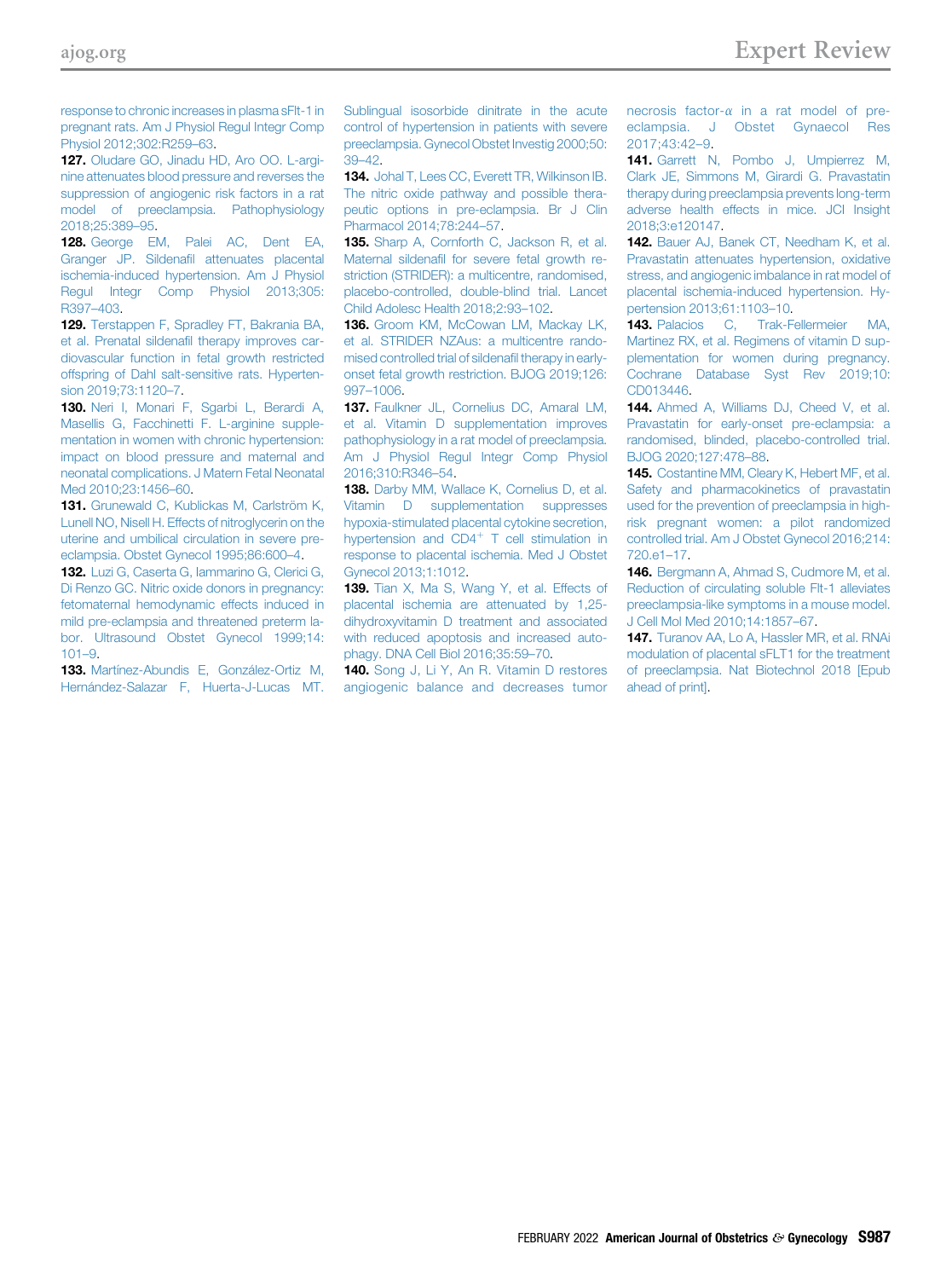response to chronic increases in plasma sFlt-1 in pregnant rats. Am J Physiol Regul Integr Comp Physiol 2012;302:R259–63.

**127.** Oludare GO, Jinadu HD, Aro OO. L-arginine attenuates blood pressure and reverses the suppression of angiogenic risk factors in a rat model of preeclampsia. Pathophysiology 2018;25:389–95.

**128.** George EM, Palei AC, Dent EA, Granger JP. Sildenafil attenuates placental ischemia-induced hypertension. Am J Physiol Regul Integr Comp Physiol 2013;305: R397–403.

**129.** Terstappen F, Spradley FT, Bakrania BA, et al. Prenatal sildenafil therapy improves cardiovascular function in fetal growth restricted offspring of Dahl salt-sensitive rats. Hypertension 2019;73:1120–7.

**130.** Neri I, Monari F, Sgarbi L, Berardi A, Masellis G, Facchinetti F. L-arginine supplementation in women with chronic hypertension: impact on blood pressure and maternal and neonatal complications. J Matern Fetal Neonatal Med 2010;23:1456–60.

**131.** Grunewald C, Kublickas M, Carlström K, Lunell NO, Nisell H. Effects of nitroglycerin on the uterine and umbilical circulation in severe preeclampsia. Obstet Gynecol 1995;86:600–4.

**132.** Luzi G, Caserta G, Iammarino G, Clerici G, Di Renzo GC. Nitric oxide donors in pregnancy: fetomaternal hemodynamic effects induced in mild pre-eclampsia and threatened preterm labor. Ultrasound Obstet Gynecol 1999;14: 101–9.

**133.** Martínez-Abundis E, González-Ortiz M, Hernández-Salazar F, Huerta-J-Lucas MT. Sublingual isosorbide dinitrate in the acute control of hypertension in patients with severe preeclampsia. Gynecol Obstet Invest 2000;50: 39–42.

**134.** Johal T, Lees CC, Everett TR, Wilkinson IB. The nitric oxide pathway and possible therapeutic options in pre-eclampsia. Br J Clin Pharmacol 2014;78:244–57.

**135.** Sharp A, Cornforth C, Jackson R, et al. Maternal sildenafil for severe fetal growth restriction (STRIDER): a multicentre, randomised, placebo-controlled, double-blind trial. Lancet Child Adolesc Health 2018;2:93–102.

**136.** Groom KM, McCowan LM, Mackay LK, et al. STRIDER NZAus: a multicentre randomised controlled trial of sildenafil therapy in early-onset fetal growth restriction. BJOG 2019;126: 997–1006.

**137.** Faulkner JL, Cornelius DC, Amaral LM, et al. Vitamin D supplementation improves pathophysiology in a rat model of preeclampsia. Am J Physiol Regul Integr Comp Physiol 2016;310:R346–54.

**138.** Darby MM, Wallace K, Cornelius D, et al. Vitamin D supplementation suppresses hypoxia-stimulated placental cytokine secretion, hypertension and $CD4^+$ T cell stimulation in response to placental ischemia. Med J Obstet Gynecol 2013;1:1012.

**139.** Tian X, Ma S, Wang Y, et al. Effects of placental ischemia are attenuated by 1,25-dihydroxyvitamin D treatment and associated with reduced apoptosis and increased autophagy. DNA Cell Biol 2016;35:59–70.

**140.** Song J, Li Y, An R. Vitamin D restores angiogenic balance and decreases tumor necrosis factor-$\alpha$ in a rat model of preeclampsia. J Obstet Gynaecol Res 2017;43:42–9.

**141.** Garrett N, Pombo J, Umpierrez M, Clark JE, Simmons M, Girardi G. Pravastatin therapy during preeclampsia prevents long-term adverse health effects in mice. JCI Insight 2018;3:e120147.

**142.** Bauer AJ, Banek CT, Needham K, et al. Pravastatin attenuates hypertension, oxidative stress, and angiogenic imbalance in rat model of placental ischemia-induced hypertension. Hypertension 2013;61:1103–10.

**143.** Palacios C, Trak-Fellermeier MA, Martinez RX, et al. Regimens of vitamin D supplementation for women during pregnancy. Cochrane Database Syst Rev 2019;10: CD013446.

**144.** Ahmed A, Williams DJ, Cheed V, et al. Pravastatin for early-onset pre-eclampsia: a randomised, blinded, placebo-controlled trial. BJOG 2020;127:478–88.

**145.** Costantine MM, Cleary K, Hebert MF, et al. Safety and pharmacokinetics of pravastatin used for the prevention of preeclampsia in high-risk pregnant women: a pilot randomized controlled trial. Am J Obstet Gynecol 2016;214: 720.e1–17.

**146.** Bergmann A, Ahmad S, Cudmore M, et al. Reduction of circulating soluble Flt-1 alleviates preeclampsia-like symptoms in a mouse model. J Cell Mol Med 2010;14:1857–67.

**147.** Turanov AA, Lo A, Hassler MR, et al. RNAi modulation of placental sFLT1 for the treatment of preeclampsia. Nat Biotechnol 2018 [Epub ahead of print].